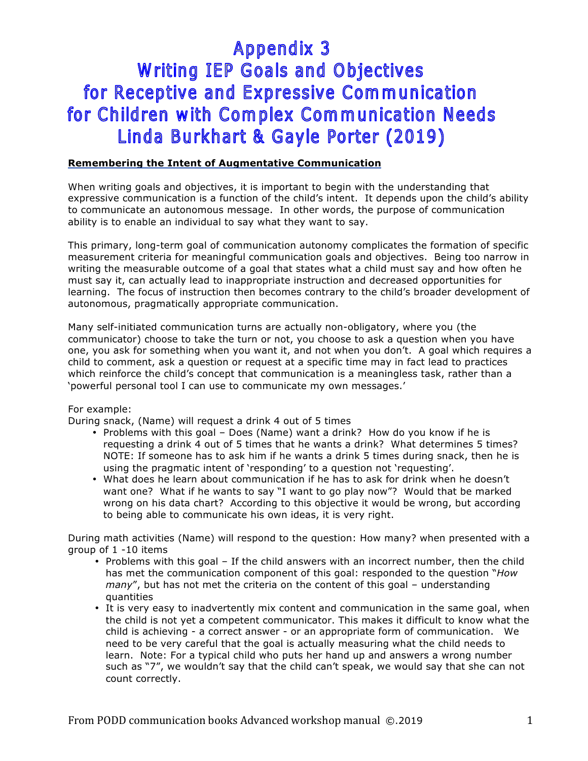# Appendix 3
# Writing IEP Goals and Objectives for Receptive and Expressive Communication for Children with Complex Communication Needs
# Linda Burkhart & Gayle Porter (2019)

**Remembering the Intent of Augmentative Communication**

When writing goals and objectives, it is important to begin with the understanding that expressive communication is a function of the child's intent. It depends upon the child's ability to communicate an autonomous message. In other words, the purpose of communication ability is to enable an individual to say what they want to say.

This primary, long-term goal of communication autonomy complicates the formation of specific measurement criteria for meaningful communication goals and objectives. Being too narrow in writing the measurable outcome of a goal that states what a child must say and how often he must say it, can actually lead to inappropriate instruction and decreased opportunities for learning. The focus of instruction then becomes contrary to the child's broader development of autonomous, pragmatically appropriate communication.

Many self-initiated communication turns are actually non-obligatory, where you (the communicator) choose to take the turn or not, you choose to ask a question when you have one, you ask for something when you want it, and not when you don't. A goal which requires a child to comment, ask a question or request at a specific time may in fact lead to practices which reinforce the child's concept that communication is a meaningless task, rather than a 'powerful personal tool I can use to communicate my own messages.'

For example:
During snack, (Name) will request a drink 4 out of 5 times

- Problems with this goal – Does (Name) want a drink? How do you know if he is requesting a drink 4 out of 5 times that he wants a drink? What determines 5 times? NOTE: If someone has to ask him if he wants a drink 5 times during snack, then he is using the pragmatic intent of 'responding' to a question not 'requesting'.
- What does he learn about communication if he has to ask for drink when he doesn't want one? What if he wants to say "I want to go play now"? Would that be marked wrong on his data chart? According to this objective it would be wrong, but according to being able to communicate his own ideas, it is very right.

During math activities (Name) will respond to the question: How many? when presented with a group of 1 -10 items

- Problems with this goal – If the child answers with an incorrect number, then the child has met the communication component of this goal: responded to the question "*How many*", but has not met the criteria on the content of this goal – understanding quantities
- It is very easy to inadvertently mix content and communication in the same goal, when the child is not yet a competent communicator. This makes it difficult to know what the child is achieving - a correct answer - or an appropriate form of communication. We need to be very careful that the goal is actually measuring what the child needs to learn. Note: For a typical child who puts her hand up and answers a wrong number such as "7", we wouldn't say that the child can't speak, we would say that she can not count correctly.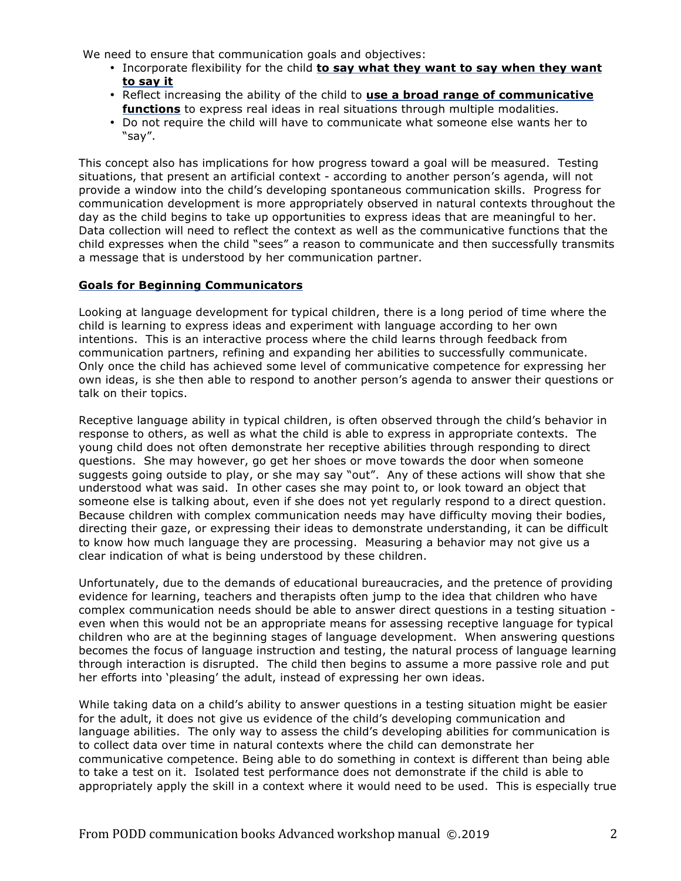We need to ensure that communication goals and objectives:

- Incorporate flexibility for the child **to say what they want to say when they want to say it**
- Reflect increasing the ability of the child to **use a broad range of communicative functions** to express real ideas in real situations through multiple modalities.
- Do not require the child will have to communicate what someone else wants her to "say".

This concept also has implications for how progress toward a goal will be measured. Testing situations, that present an artificial context - according to another person's agenda, will not provide a window into the child's developing spontaneous communication skills. Progress for communication development is more appropriately observed in natural contexts throughout the day as the child begins to take up opportunities to express ideas that are meaningful to her. Data collection will need to reflect the context as well as the communicative functions that the child expresses when the child "sees" a reason to communicate and then successfully transmits a message that is understood by her communication partner.

## Goals for Beginning Communicators

Looking at language development for typical children, there is a long period of time where the child is learning to express ideas and experiment with language according to her own intentions. This is an interactive process where the child learns through feedback from communication partners, refining and expanding her abilities to successfully communicate. Only once the child has achieved some level of communicative competence for expressing her own ideas, is she then able to respond to another person's agenda to answer their questions or talk on their topics.

Receptive language ability in typical children, is often observed through the child's behavior in response to others, as well as what the child is able to express in appropriate contexts. The young child does not often demonstrate her receptive abilities through responding to direct questions. She may however, go get her shoes or move towards the door when someone suggests going outside to play, or she may say "out". Any of these actions will show that she understood what was said. In other cases she may point to, or look toward an object that someone else is talking about, even if she does not yet regularly respond to a direct question. Because children with complex communication needs may have difficulty moving their bodies, directing their gaze, or expressing their ideas to demonstrate understanding, it can be difficult to know how much language they are processing. Measuring a behavior may not give us a clear indication of what is being understood by these children.

Unfortunately, due to the demands of educational bureaucracies, and the pretence of providing evidence for learning, teachers and therapists often jump to the idea that children who have complex communication needs should be able to answer direct questions in a testing situation - even when this would not be an appropriate means for assessing receptive language for typical children who are at the beginning stages of language development. When answering questions becomes the focus of language instruction and testing, the natural process of language learning through interaction is disrupted. The child then begins to assume a more passive role and put her efforts into 'pleasing' the adult, instead of expressing her own ideas.

While taking data on a child's ability to answer questions in a testing situation might be easier for the adult, it does not give us evidence of the child's developing communication and language abilities. The only way to assess the child's developing abilities for communication is to collect data over time in natural contexts where the child can demonstrate her communicative competence. Being able to do something in context is different than being able to take a test on it. Isolated test performance does not demonstrate if the child is able to appropriately apply the skill in a context where it would need to be used. This is especially true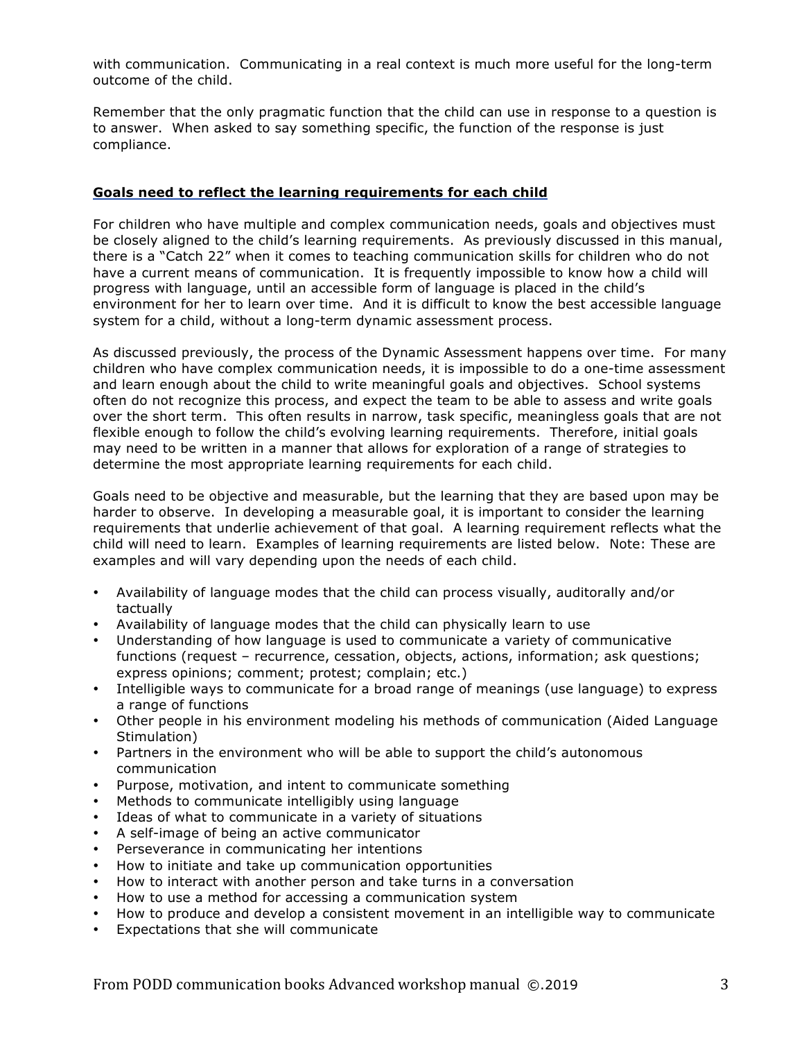with communication. Communicating in a real context is much more useful for the long-term outcome of the child.

Remember that the only pragmatic function that the child can use in response to a question is to answer. When asked to say something specific, the function of the response is just compliance.

## Goals need to reflect the learning requirements for each child

For children who have multiple and complex communication needs, goals and objectives must be closely aligned to the child's learning requirements. As previously discussed in this manual, there is a "Catch 22" when it comes to teaching communication skills for children who do not have a current means of communication. It is frequently impossible to know how a child will progress with language, until an accessible form of language is placed in the child's environment for her to learn over time. And it is difficult to know the best accessible language system for a child, without a long-term dynamic assessment process.

As discussed previously, the process of the Dynamic Assessment happens over time. For many children who have complex communication needs, it is impossible to do a one-time assessment and learn enough about the child to write meaningful goals and objectives. School systems often do not recognize this process, and expect the team to be able to assess and write goals over the short term. This often results in narrow, task specific, meaningless goals that are not flexible enough to follow the child's evolving learning requirements. Therefore, initial goals may need to be written in a manner that allows for exploration of a range of strategies to determine the most appropriate learning requirements for each child.

Goals need to be objective and measurable, but the learning that they are based upon may be harder to observe. In developing a measurable goal, it is important to consider the learning requirements that underlie achievement of that goal. A learning requirement reflects what the child will need to learn. Examples of learning requirements are listed below. Note: These are examples and will vary depending upon the needs of each child.

- Availability of language modes that the child can process visually, auditorally and/or tactually
- Availability of language modes that the child can physically learn to use
- Understanding of how language is used to communicate a variety of communicative functions (request – recurrence, cessation, objects, actions, information; ask questions; express opinions; comment; protest; complain; etc.)
- Intelligible ways to communicate for a broad range of meanings (use language) to express a range of functions
- Other people in his environment modeling his methods of communication (Aided Language Stimulation)
- Partners in the environment who will be able to support the child's autonomous communication
- Purpose, motivation, and intent to communicate something
- Methods to communicate intelligibly using language
- Ideas of what to communicate in a variety of situations
- A self-image of being an active communicator
- Perseverance in communicating her intentions
- How to initiate and take up communication opportunities
- How to interact with another person and take turns in a conversation
- How to use a method for accessing a communication system
- How to produce and develop a consistent movement in an intelligible way to communicate
- Expectations that she will communicate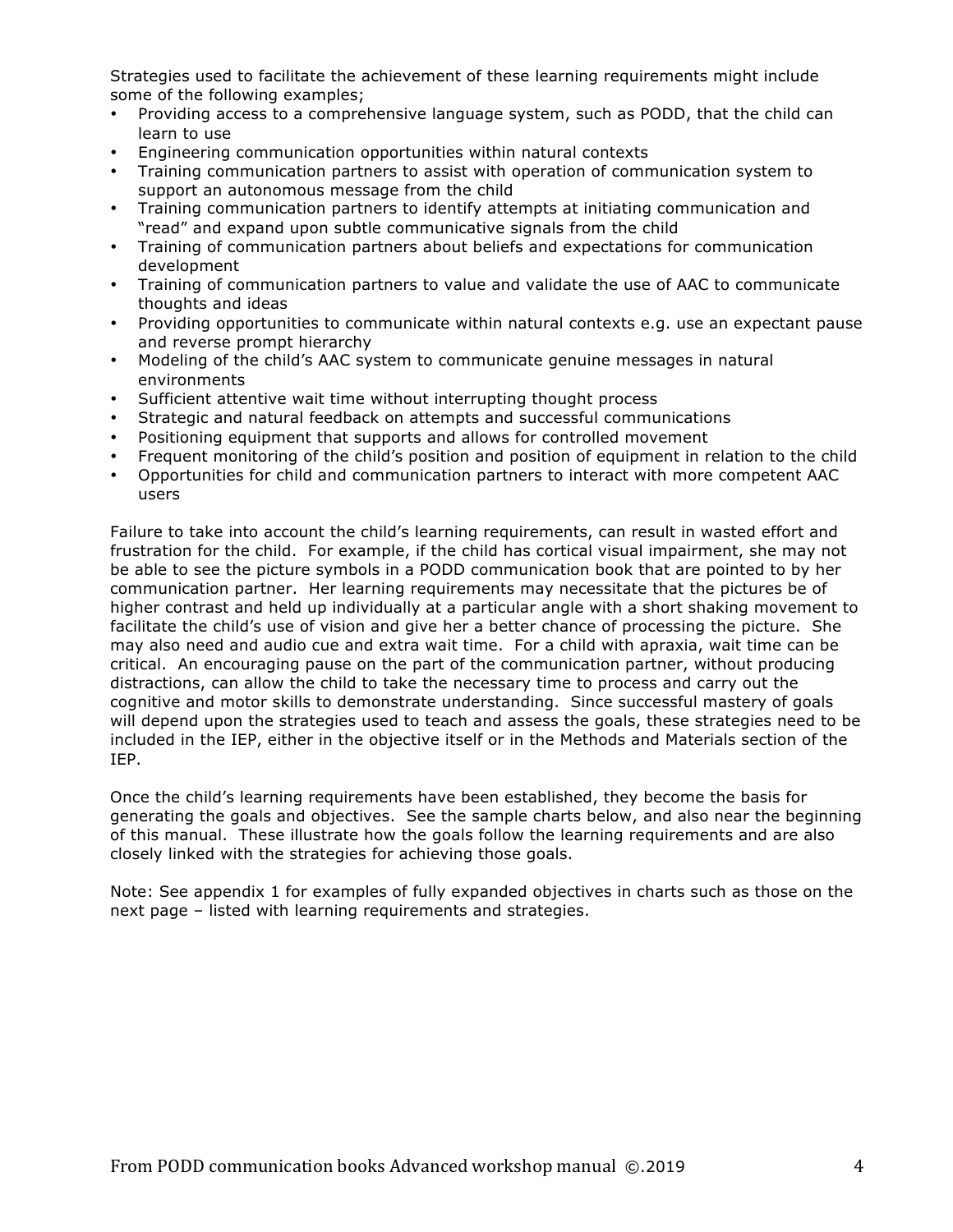Strategies used to facilitate the achievement of these learning requirements might include some of the following examples;

- Providing access to a comprehensive language system, such as PODD, that the child can learn to use
- Engineering communication opportunities within natural contexts
- Training communication partners to assist with operation of communication system to support an autonomous message from the child
- Training communication partners to identify attempts at initiating communication and "read" and expand upon subtle communicative signals from the child
- Training of communication partners about beliefs and expectations for communication development
- Training of communication partners to value and validate the use of AAC to communicate thoughts and ideas
- Providing opportunities to communicate within natural contexts e.g. use an expectant pause and reverse prompt hierarchy
- Modeling of the child's AAC system to communicate genuine messages in natural environments
- Sufficient attentive wait time without interrupting thought process
- Strategic and natural feedback on attempts and successful communications
- Positioning equipment that supports and allows for controlled movement
- Frequent monitoring of the child's position and position of equipment in relation to the child
- Opportunities for child and communication partners to interact with more competent AAC users

Failure to take into account the child's learning requirements, can result in wasted effort and frustration for the child. For example, if the child has cortical visual impairment, she may not be able to see the picture symbols in a PODD communication book that are pointed to by her communication partner. Her learning requirements may necessitate that the pictures be of higher contrast and held up individually at a particular angle with a short shaking movement to facilitate the child's use of vision and give her a better chance of processing the picture. She may also need and audio cue and extra wait time. For a child with apraxia, wait time can be critical. An encouraging pause on the part of the communication partner, without producing distractions, can allow the child to take the necessary time to process and carry out the cognitive and motor skills to demonstrate understanding. Since successful mastery of goals will depend upon the strategies used to teach and assess the goals, these strategies need to be included in the IEP, either in the objective itself or in the Methods and Materials section of the IEP.

Once the child's learning requirements have been established, they become the basis for generating the goals and objectives. See the sample charts below, and also near the beginning of this manual. These illustrate how the goals follow the learning requirements and are also closely linked with the strategies for achieving those goals.

Note: See appendix 1 for examples of fully expanded objectives in charts such as those on the next page – listed with learning requirements and strategies.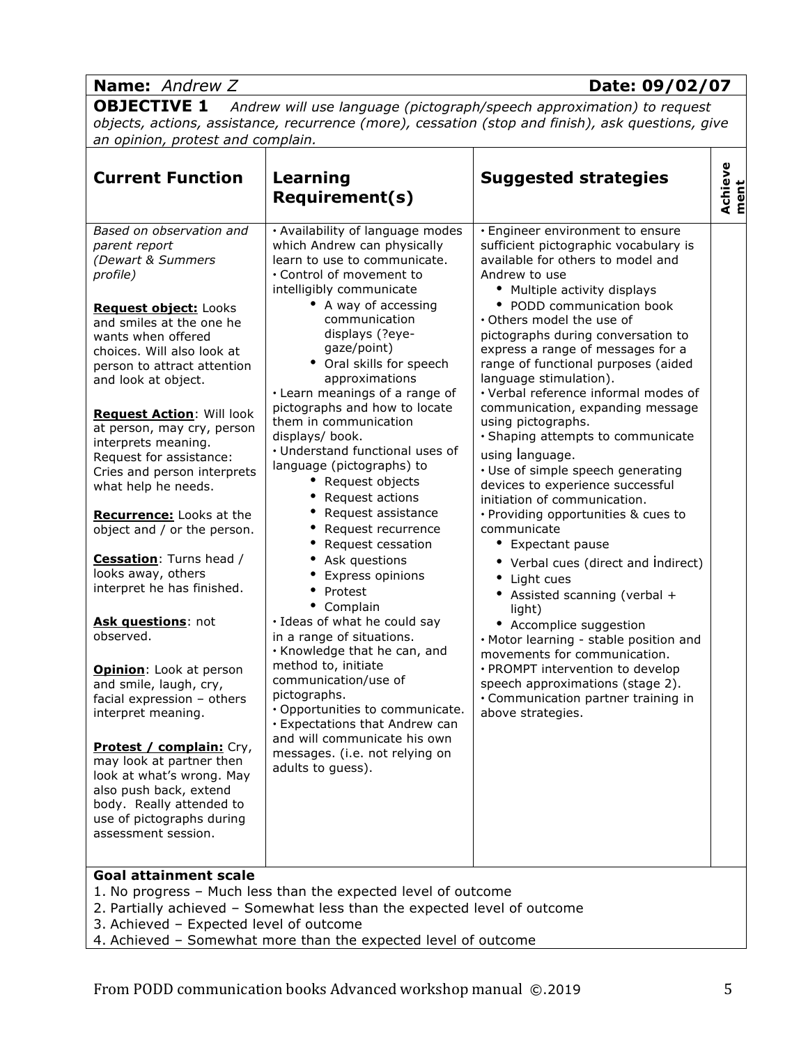**Name:** *Andrew Z* **Date: 09/02/07**

**OBJECTIVE 1** *Andrew will use language (pictograph/speech approximation) to request objects, actions, assistance, recurrence (more), cessation (stop and finish), ask questions, give an opinion, protest and complain.*

| Current Function | Learning Requirement(s) | Suggested strategies | Achievement |
|---|---|---|---|
| *Based on observation and parent report (Dewart & Summers profile)*<br><br>**Request object:** Looks and smiles at the one he wants when offered choices. Will also look at person to attract attention and look at object.<br><br>**Request Action**: Will look at person, may cry, person interprets meaning. Request for assistance: Cries and person interprets what help he needs.<br><br>**Recurrence:** Looks at the object and / or the person.<br><br>**Cessation**: Turns head / looks away, others interpret he has finished.<br><br>**Ask questions**: not observed.<br><br>**Opinion**: Look at person and smile, laugh, cry, facial expression – others interpret meaning.<br><br>**Protest / complain:** Cry, may look at partner then look at what's wrong. May also push back, extend body. Really attended to use of pictographs during assessment session. | • Availability of language modes which Andrew can physically learn to use to communicate.<br>• Control of movement to intelligibly communicate<br>• A way of accessing communication displays (?eye-gaze/point)<br>• Oral skills for speech approximations<br>• Learn meanings of a range of pictographs and how to locate them in communication displays/ book.<br>• Understand functional uses of language (pictographs) to<br>• Request objects<br>• Request actions<br>• Request assistance<br>• Request recurrence<br>• Request cessation<br>• Ask questions<br>• Express opinions<br>• Protest<br>• Complain<br>• Ideas of what he could say in a range of situations.<br>• Knowledge that he can, and method to, initiate communication/use of pictographs.<br>• Opportunities to communicate.<br>• Expectations that Andrew can and will communicate his own messages. (i.e. not relying on adults to guess). | • Engineer environment to ensure sufficient pictographic vocabulary is available for others to model and Andrew to use<br>• Multiple activity displays<br>• PODD communication book<br>• Others model the use of pictographs during conversation to express a range of messages for a range of functional purposes (aided language stimulation).<br>• Verbal reference informal modes of communication, expanding message using pictographs.<br>• Shaping attempts to communicate using language.<br>• Use of simple speech generating devices to experience successful initiation of communication.<br>• Providing opportunities & cues to communicate<br>• Expectant pause<br>• Verbal cues (direct and indirect)<br>• Light cues<br>• Assisted scanning (verbal + light)<br>• Accomplice suggestion<br>• Motor learning - stable position and movements for communication.<br>• PROMPT intervention to develop speech approximations (stage 2).<br>• Communication partner training in above strategies. | |

**Goal attainment scale**

1. No progress – Much less than the expected level of outcome
2. Partially achieved – Somewhat less than the expected level of outcome
3. Achieved – Expected level of outcome
4. Achieved – Somewhat more than the expected level of outcome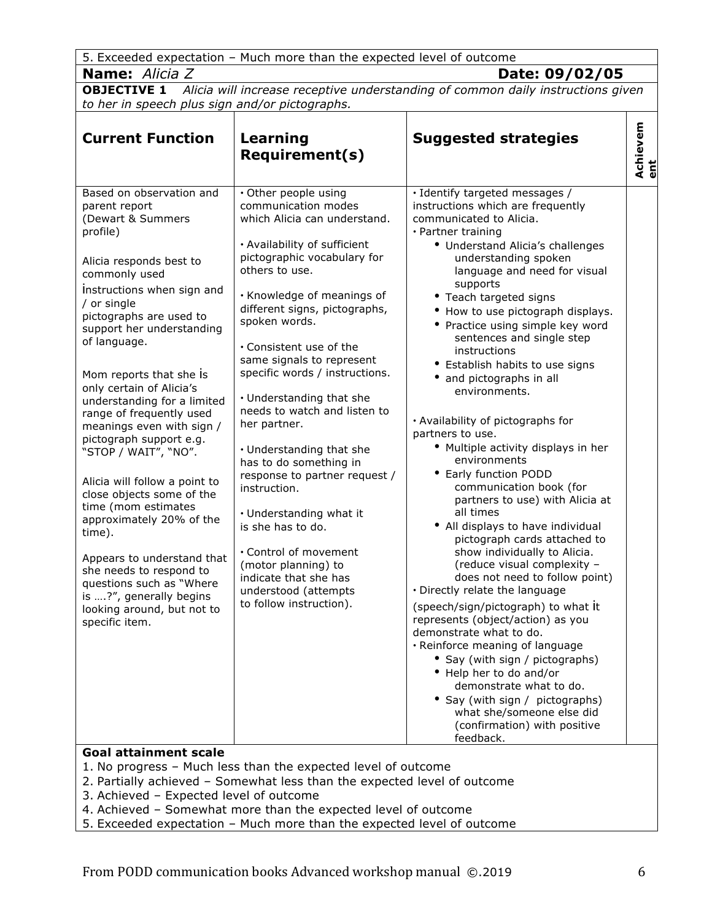5. Exceeded expectation – Much more than the expected level of outcome

**Name:** *Alicia Z* **Date: 09/02/05**

**OBJECTIVE 1** *Alicia will increase receptive understanding of common daily instructions given to her in speech plus sign and/or pictographs.*

| Current Function | Learning Requirement(s) | Suggested strategies | Achievement |
|---|---|---|---|
| Based on observation and parent report (Dewart & Summers profile)<br><br>Alicia responds best to commonly used instructions when sign and / or single pictographs are used to support her understanding of language.<br><br>Mom reports that she is only certain of Alicia's understanding for a limited range of frequently used meanings even with sign / pictograph support e.g. "STOP / WAIT", "NO".<br><br>Alicia will follow a point to close objects some of the time (mom estimates approximately 20% of the time).<br><br>Appears to understand that she needs to respond to questions such as "Where is ….?", generally begins looking around, but not to specific item. | • Other people using communication modes which Alicia can understand.<br><br>• Availability of sufficient pictographic vocabulary for others to use.<br><br>• Knowledge of meanings of different signs, pictographs, spoken words.<br><br>• Consistent use of the same signals to represent specific words / instructions.<br><br>• Understanding that she needs to watch and listen to her partner.<br><br>• Understanding that she has to do something in response to partner request / instruction.<br><br>• Understanding what it is she has to do.<br><br>• Control of movement (motor planning) to indicate that she has understood (attempts to follow instruction). | • Identify targeted messages / instructions which are frequently communicated to Alicia.<br>• Partner training<br>  • Understand Alicia's challenges understanding spoken language and need for visual supports<br>  • Teach targeted signs<br>  • How to use pictograph displays.<br>  • Practice using simple key word sentences and single step instructions<br>  • Establish habits to use signs<br>  • and pictographs in all environments.<br><br>• Availability of pictographs for partners to use.<br>  • Multiple activity displays in her environments<br>  • Early function PODD communication book (for partners to use) with Alicia at all times<br>  • All displays to have individual pictograph cards attached to show individually to Alicia. (reduce visual complexity – does not need to follow point)<br>• Directly relate the language (speech/sign/pictograph) to what it represents (object/action) as you demonstrate what to do.<br>• Reinforce meaning of language<br>  • Say (with sign / pictographs)<br>  • Help her to do and/or demonstrate what to do.<br>  • Say (with sign / pictographs) what she/someone else did (confirmation) with positive feedback. | |

**Goal attainment scale**

1. No progress – Much less than the expected level of outcome
2. Partially achieved – Somewhat less than the expected level of outcome
3. Achieved – Expected level of outcome
4. Achieved – Somewhat more than the expected level of outcome
5. Exceeded expectation – Much more than the expected level of outcome

From PODD communication books Advanced workshop manual ©.2019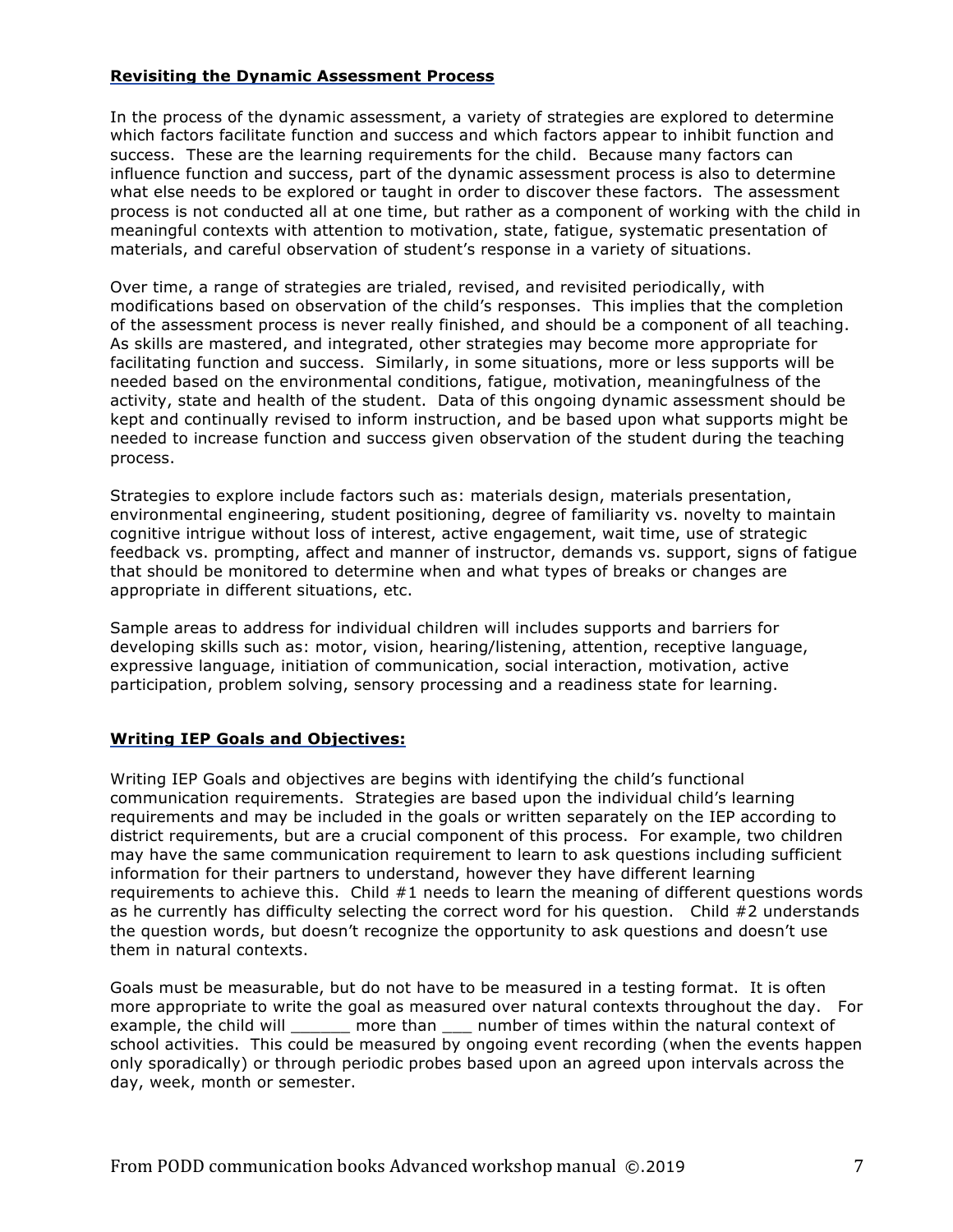**Revisiting the Dynamic Assessment Process**

In the process of the dynamic assessment, a variety of strategies are explored to determine which factors facilitate function and success and which factors appear to inhibit function and success. These are the learning requirements for the child. Because many factors can influence function and success, part of the dynamic assessment process is also to determine what else needs to be explored or taught in order to discover these factors. The assessment process is not conducted all at one time, but rather as a component of working with the child in meaningful contexts with attention to motivation, state, fatigue, systematic presentation of materials, and careful observation of student's response in a variety of situations.

Over time, a range of strategies are trialed, revised, and revisited periodically, with modifications based on observation of the child's responses. This implies that the completion of the assessment process is never really finished, and should be a component of all teaching. As skills are mastered, and integrated, other strategies may become more appropriate for facilitating function and success. Similarly, in some situations, more or less supports will be needed based on the environmental conditions, fatigue, motivation, meaningfulness of the activity, state and health of the student. Data of this ongoing dynamic assessment should be kept and continually revised to inform instruction, and be based upon what supports might be needed to increase function and success given observation of the student during the teaching process.

Strategies to explore include factors such as: materials design, materials presentation, environmental engineering, student positioning, degree of familiarity vs. novelty to maintain cognitive intrigue without loss of interest, active engagement, wait time, use of strategic feedback vs. prompting, affect and manner of instructor, demands vs. support, signs of fatigue that should be monitored to determine when and what types of breaks or changes are appropriate in different situations, etc.

Sample areas to address for individual children will includes supports and barriers for developing skills such as: motor, vision, hearing/listening, attention, receptive language, expressive language, initiation of communication, social interaction, motivation, active participation, problem solving, sensory processing and a readiness state for learning.

**Writing IEP Goals and Objectives:**

Writing IEP Goals and objectives are begins with identifying the child's functional communication requirements. Strategies are based upon the individual child's learning requirements and may be included in the goals or written separately on the IEP according to district requirements, but are a crucial component of this process. For example, two children may have the same communication requirement to learn to ask questions including sufficient information for their partners to understand, however they have different learning requirements to achieve this. Child #1 needs to learn the meaning of different questions words as he currently has difficulty selecting the correct word for his question. Child #2 understands the question words, but doesn't recognize the opportunity to ask questions and doesn't use them in natural contexts.

Goals must be measurable, but do not have to be measured in a testing format. It is often more appropriate to write the goal as measured over natural contexts throughout the day. For example, the child will ______ more than ___ number of times within the natural context of school activities. This could be measured by ongoing event recording (when the events happen only sporadically) or through periodic probes based upon an agreed upon intervals across the day, week, month or semester.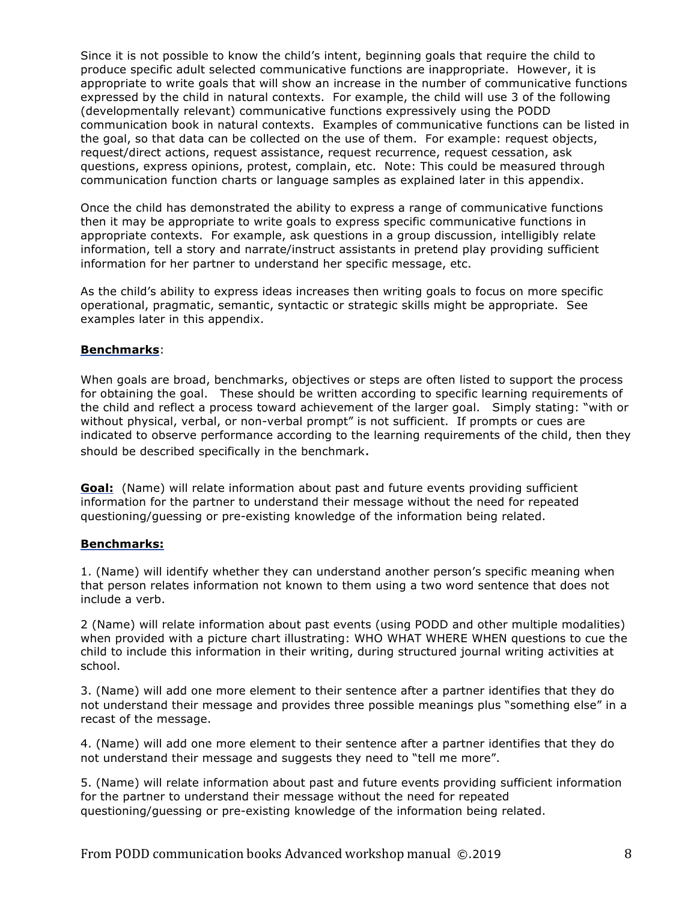Since it is not possible to know the child's intent, beginning goals that require the child to produce specific adult selected communicative functions are inappropriate. However, it is appropriate to write goals that will show an increase in the number of communicative functions expressed by the child in natural contexts. For example, the child will use 3 of the following (developmentally relevant) communicative functions expressively using the PODD communication book in natural contexts. Examples of communicative functions can be listed in the goal, so that data can be collected on the use of them. For example: request objects, request/direct actions, request assistance, request recurrence, request cessation, ask questions, express opinions, protest, complain, etc. Note: This could be measured through communication function charts or language samples as explained later in this appendix.

Once the child has demonstrated the ability to express a range of communicative functions then it may be appropriate to write goals to express specific communicative functions in appropriate contexts. For example, ask questions in a group discussion, intelligibly relate information, tell a story and narrate/instruct assistants in pretend play providing sufficient information for her partner to understand her specific message, etc.

As the child's ability to express ideas increases then writing goals to focus on more specific operational, pragmatic, semantic, syntactic or strategic skills might be appropriate. See examples later in this appendix.

**Benchmarks**:

When goals are broad, benchmarks, objectives or steps are often listed to support the process for obtaining the goal. These should be written according to specific learning requirements of the child and reflect a process toward achievement of the larger goal. Simply stating: "with or without physical, verbal, or non-verbal prompt" is not sufficient. If prompts or cues are indicated to observe performance according to the learning requirements of the child, then they should be described specifically in the benchmark.

**Goal:** (Name) will relate information about past and future events providing sufficient information for the partner to understand their message without the need for repeated questioning/guessing or pre-existing knowledge of the information being related.

**Benchmarks:**

1. (Name) will identify whether they can understand another person's specific meaning when that person relates information not known to them using a two word sentence that does not include a verb.

2 (Name) will relate information about past events (using PODD and other multiple modalities) when provided with a picture chart illustrating: WHO WHAT WHERE WHEN questions to cue the child to include this information in their writing, during structured journal writing activities at school.

3. (Name) will add one more element to their sentence after a partner identifies that they do not understand their message and provides three possible meanings plus "something else" in a recast of the message.

4. (Name) will add one more element to their sentence after a partner identifies that they do not understand their message and suggests they need to "tell me more".

5. (Name) will relate information about past and future events providing sufficient information for the partner to understand their message without the need for repeated questioning/guessing or pre-existing knowledge of the information being related.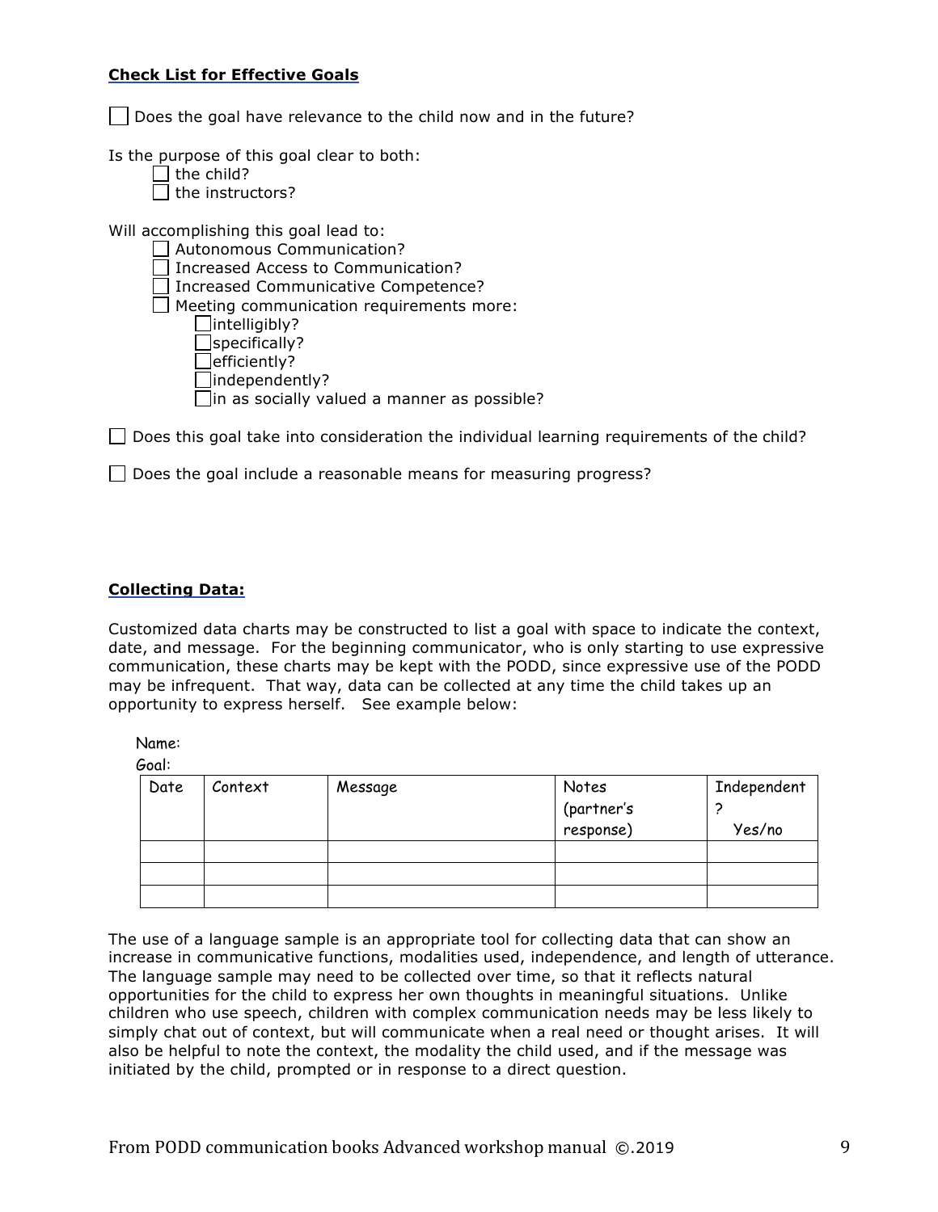**Check List for Effective Goals**

- [ ] Does the goal have relevance to the child now and in the future?

Is the purpose of this goal clear to both:

- [ ] the child?
- [ ] the instructors?

Will accomplishing this goal lead to:

- [ ] Autonomous Communication?
- [ ] Increased Access to Communication?
- [ ] Increased Communicative Competence?
- [ ] Meeting communication requirements more:
    - [ ] intelligibly?
    - [ ] specifically?
    - [ ] efficiently?
    - [ ] independently?
    - [ ] in as socially valued a manner as possible?

- [ ] Does this goal take into consideration the individual learning requirements of the child?

- [ ] Does the goal include a reasonable means for measuring progress?

**Collecting Data:**

Customized data charts may be constructed to list a goal with space to indicate the context, date, and message. For the beginning communicator, who is only starting to use expressive communication, these charts may be kept with the PODD, since expressive use of the PODD may be infrequent. That way, data can be collected at any time the child takes up an opportunity to express herself. See example below:

Name:

Goal:

| Date | Context | Message | Notes (partner's response) | Independent ? Yes/no |
|---|---|---|---|---|
| | | | | |
| | | | | |
| | | | | |

The use of a language sample is an appropriate tool for collecting data that can show an increase in communicative functions, modalities used, independence, and length of utterance. The language sample may need to be collected over time, so that it reflects natural opportunities for the child to express her own thoughts in meaningful situations. Unlike children who use speech, children with complex communication needs may be less likely to simply chat out of context, but will communicate when a real need or thought arises. It will also be helpful to note the context, the modality the child used, and if the message was initiated by the child, prompted or in response to a direct question.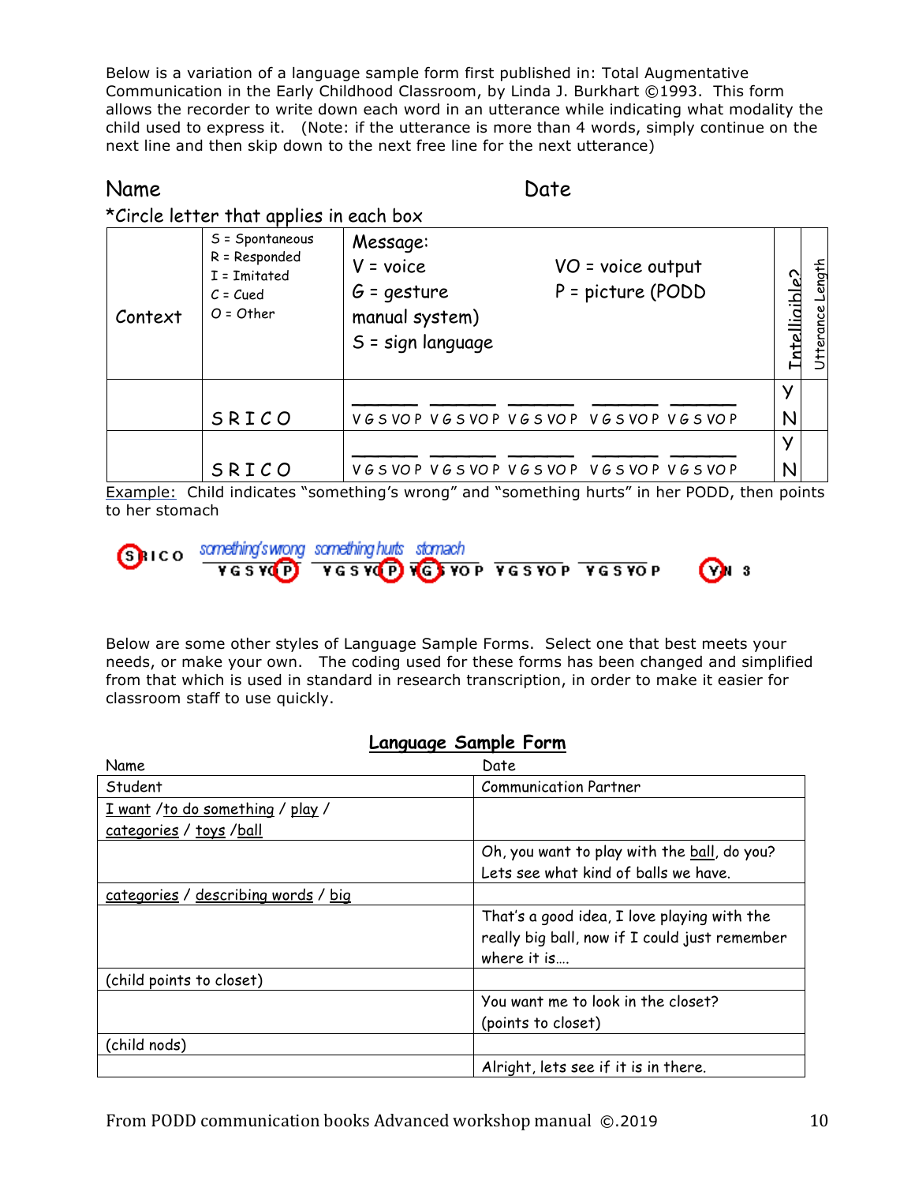Below is a variation of a language sample form first published in: Total Augmentative Communication in the Early Childhood Classroom, by Linda J. Burkhart ©1993. This form allows the recorder to write down each word in an utterance while indicating what modality the child used to express it. (Note: if the utterance is more than 4 words, simply continue on the next line and then skip down to the next free line for the next utterance)

Name Date

*Circle letter that applies in each box

| Context | S = Spontaneous<br>R = Responded<br>I = Imitated<br>C = Cued<br>O = Other | Message:<br>V = voice<br>G = gesture<br>S = sign language<br>VO = voice output<br>P = picture (PODD manual system) | Intelligible? | Utterance Length |
|---|---|---|---|---|
| | S R I C O | ______ ______ ______ ______ ______<br>V G S VO P  V G S VO P  V G S VO P  V G S VO P  V G S VO P | Y N | |
| | S R I C O | ______ ______ ______ ______ ______<br>V G S VO P  V G S VO P  V G S VO P  V G S VO P  V G S VO P | Y N | |

Example: Child indicates "something's wrong" and "something hurts" in her PODD, then points to her stomach

| (S) R I C O | something's wrong<br>V G S VO (P) | something hurts<br>V G S VO (P) | stomach<br>V (G) S VO P | ______<br>V G S VO P | ______<br>V G S VO P | (Y) N | 3 |
|---|---|---|---|---|---|---|---|

Below are some other styles of Language Sample Forms. Select one that best meets your needs, or make your own. The coding used for these forms has been changed and simplified from that which is used in standard in research transcription, in order to make it easier for classroom staff to use quickly.

## Language Sample Form

Name Date

| Student | Communication Partner |
|---|---|
| I want /to do something / play / categories / toys /ball | |
| | Oh, you want to play with the ball, do you? Lets see what kind of balls we have. |
| categories / describing words / big | |
| | That's a good idea, I love playing with the really big ball, now if I could just remember where it is…. |
| (child points to closet) | |
| | You want me to look in the closet? (points to closet) |
| (child nods) | |
| | Alright, lets see if it is in there. |

From PODD communication books Advanced workshop manual ©.2019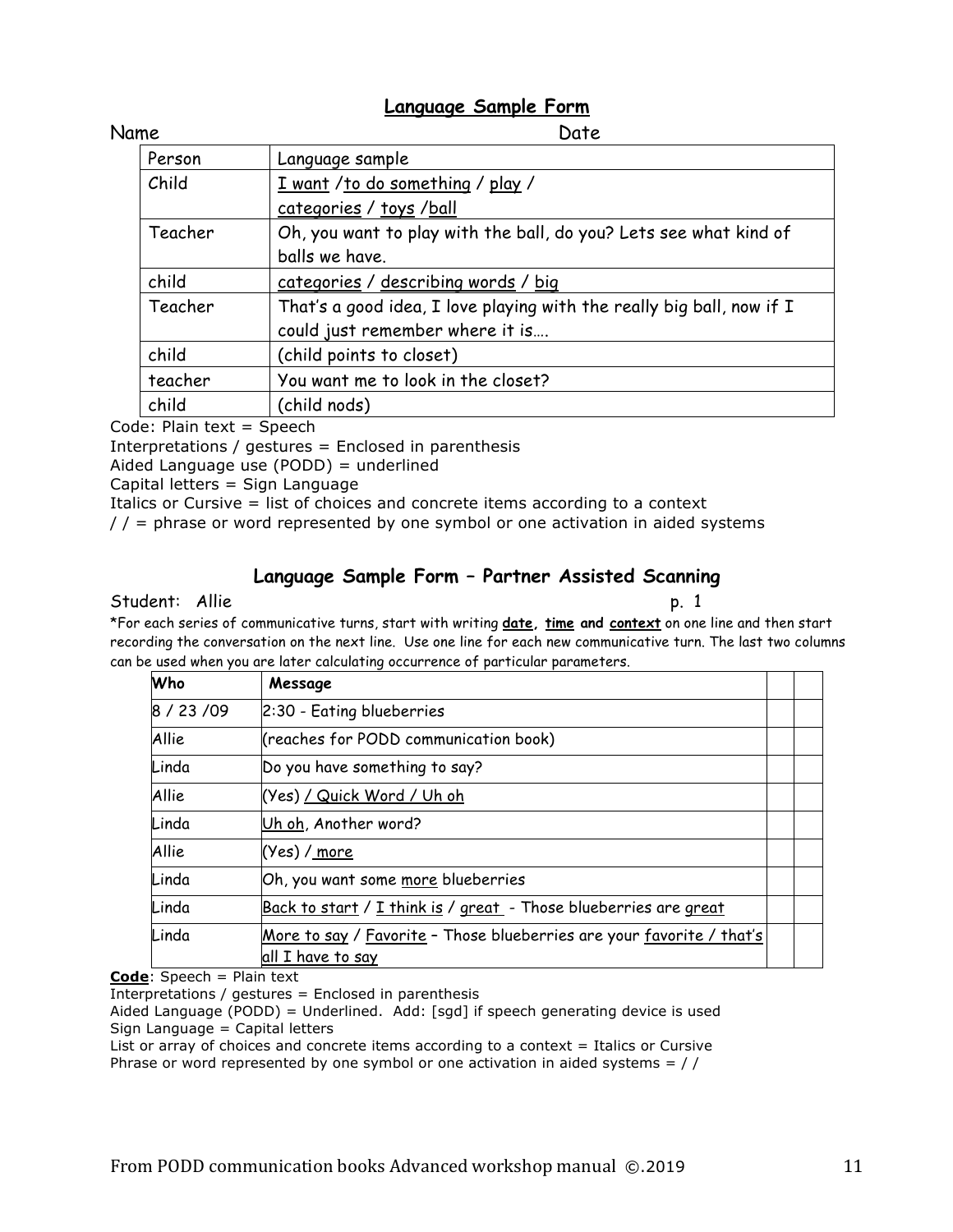## Language Sample Form

Name Date

| Person | Language sample |
| --- | --- |
| Child | <u>I want</u> /<u>to do something</u> / <u>play</u> / <u>categories</u> / <u>toys</u> /<u>ball</u> |
| Teacher | Oh, you want to play with the ball, do you? Lets see what kind of balls we have. |
| child | <u>categories</u> / <u>describing words</u> / <u>big</u> |
| Teacher | That's a good idea, I love playing with the really big ball, now if I could just remember where it is…. |
| child | (child points to closet) |
| teacher | You want me to look in the closet? |
| child | (child nods) |

Code: Plain text = Speech
Interpretations / gestures = Enclosed in parenthesis
Aided Language use (PODD) = underlined
Capital letters = Sign Language
Italics or Cursive = list of choices and concrete items according to a context
/ / = phrase or word represented by one symbol or one activation in aided systems

## Language Sample Form – Partner Assisted Scanning

Student: Allie p. 1

*For each series of communicative turns, start with writing **<u>date</u>, <u>time</u> and <u>context</u>** on one line and then start recording the conversation on the next line. Use one line for each new communicative turn. The last two columns can be used when you are later calculating occurrence of particular parameters.

| Who | Message | | |
| --- | --- | --- | --- |
| 8 / 23 /09 | 2:30 - Eating blueberries | | |
| Allie | (reaches for PODD communication book) | | |
| Linda | Do you have something to say? | | |
| Allie | (Yes) <u>/ Quick Word / Uh oh</u> | | |
| Linda | <u>Uh oh</u>, Another word? | | |
| Allie | (Yes) / <u>more</u> | | |
| Linda | Oh, you want some <u>more</u> blueberries | | |
| Linda | <u>Back to start</u> / <u>I think is</u> / <u>great</u> - Those blueberries are <u>great</u> | | |
| Linda | <u>More to say</u> / <u>Favorite</u> – Those blueberries are your <u>favorite</u> / <u>that's all I have to say</u> | | |

**<u>Code</u>**: Speech = Plain text
Interpretations / gestures = Enclosed in parenthesis
Aided Language (PODD) = Underlined. Add: [sgd] if speech generating device is used
Sign Language = Capital letters
List or array of choices and concrete items according to a context = Italics or Cursive
Phrase or word represented by one symbol or one activation in aided systems = / /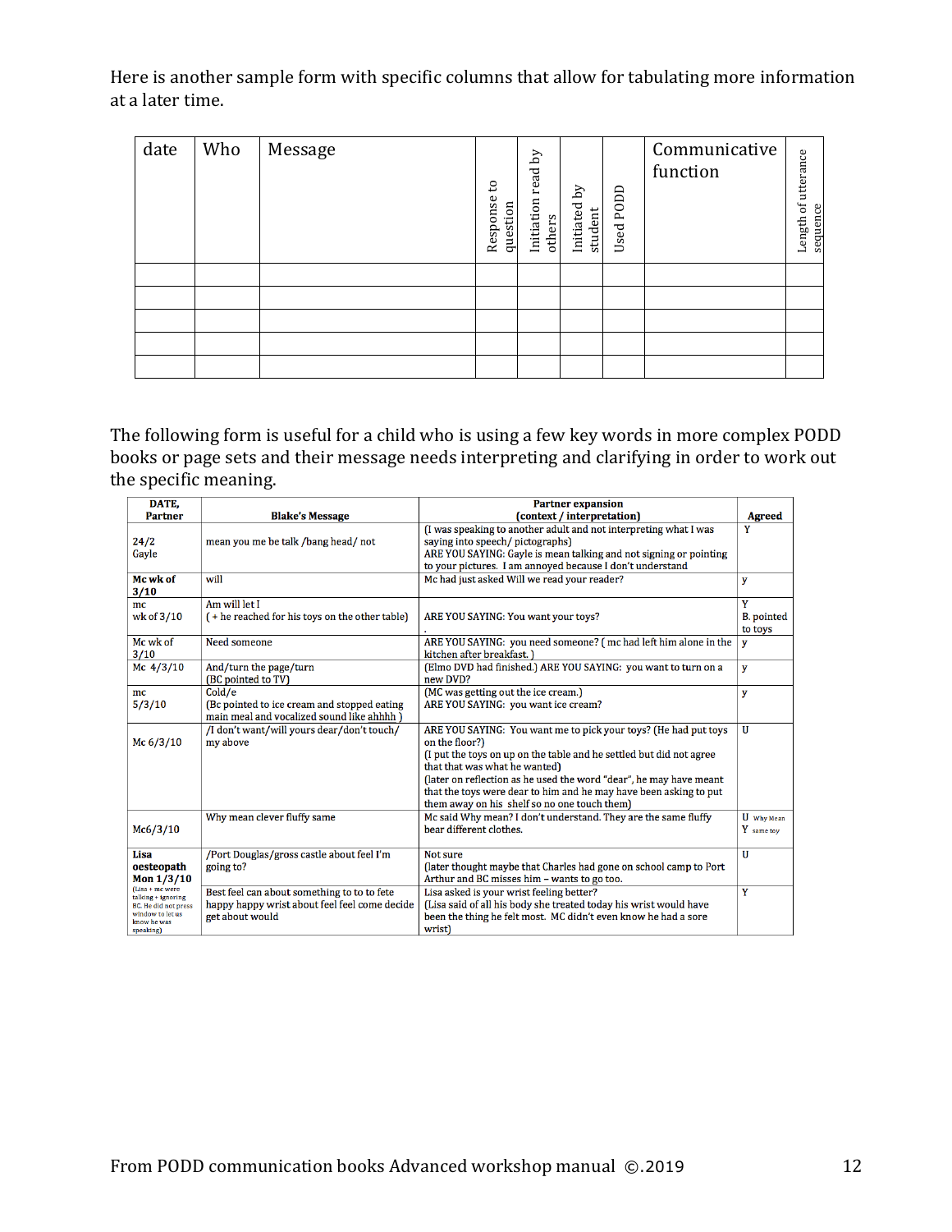Here is another sample form with specific columns that allow for tabulating more information at a later time.

| date | Who | Message | Response to question | Initiation read by others | Initiated by student | Used PODD | Communicative function | Length of utterance sequence |
|---|---|---|---|---|---|---|---|---|
| | | | | | | | | |
| | | | | | | | | |
| | | | | | | | | |
| | | | | | | | | |
| | | | | | | | | |

The following form is useful for a child who is using a few key words in more complex PODD books or page sets and their message needs interpreting and clarifying in order to work out the specific meaning.

| DATE, Partner | Blake's Message | Partner expansion (context / interpretation) | Agreed |
|---|---|---|---|
| 24/2 Gayle | mean you me be talk /bang head/ not | (I was speaking to another adult and not interpreting what I was saying into speech/ pictographs) ARE YOU SAYING: Gayle is mean talking and not signing or pointing to your pictures. I am annoyed because I don't understand | Y |
| **Mc wk of 3/10** | will | Mc had just asked Will we read your reader? | y |
| mc wk of 3/10 | Am will let I ( + he reached for his toys on the other table) | ARE YOU SAYING: You want your toys? . | Y B. pointed to toys |
| Mc wk of 3/10 | Need someone | ARE YOU SAYING: you need someone? ( mc had left him alone in the kitchen after breakfast. ) | y |
| Mc 4/3/10 | And/turn the page/turn (BC pointed to TV) | (Elmo DVD had finished.) ARE YOU SAYING: you want to turn on a new DVD? | y |
| mc 5/3/10 | Cold/e (Bc pointed to ice cream and stopped eating main meal and vocalized sound like ahhhh ) | (MC was getting out the ice cream.) ARE YOU SAYING: you want ice cream? | y |
| Mc 6/3/10 | /I don't want/will yours dear/don't touch/ my above | ARE YOU SAYING: You want me to pick your toys? (He had put toys on the floor?) (I put the toys on up on the table and he settled but did not agree that that was what he wanted) (later on reflection as he used the word "dear", he may have meant that the toys were dear to him and he may have been asking to put them away on his shelf so no one touch them) | U |
| Mc6/3/10 | Why mean clever fluffy same | Mc said Why mean? I don't understand. They are the same fluffy bear different clothes. | U Why Mean Y same toy |
| **Lisa oesteopath Mon 1/3/10** | /Port Douglas/gross castle about feel I'm going to? | Not sure (later thought maybe that Charles had gone on school camp to Port Arthur and BC misses him – wants to go too. | U |
| (Lisa + mc were talking + ignoring BC. He did not press window to let us know he was speaking) | Best feel can about something to to to fete happy happy wrist about feel feel come decide get about would | Lisa asked is your wrist feeling better? (Lisa said of all his body she treated today his wrist would have been the thing he felt most. MC didn't even know he had a sore wrist) | Y |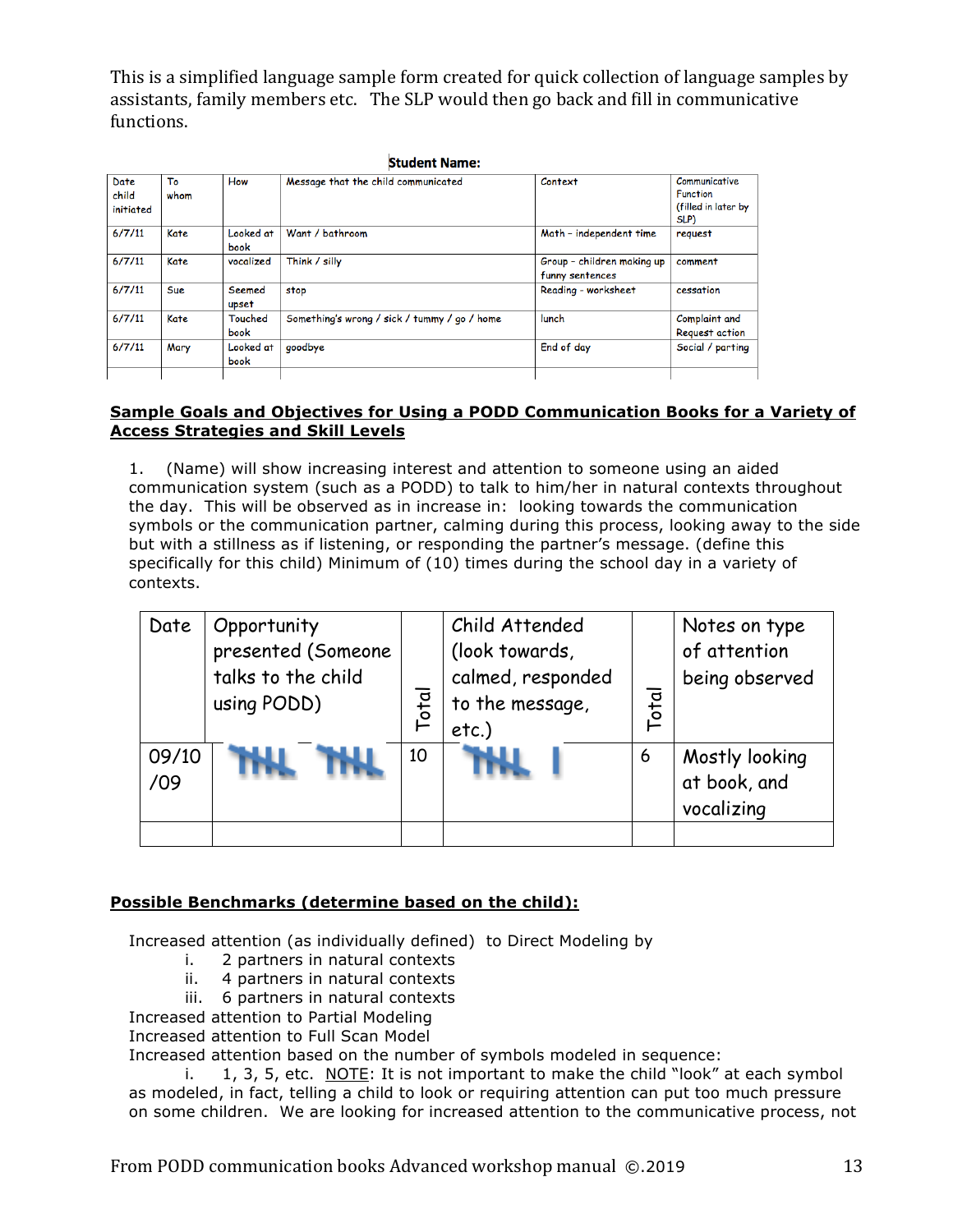This is a simplified language sample form created for quick collection of language samples by assistants, family members etc. The SLP would then go back and fill in communicative functions.

**Student Name:**

| Date child initiated | To whom | How | Message that the child communicated | Context | Communicative Function (filled in later by SLP) |
|---|---|---|---|---|---|
| 6/7/11 | Kate | Looked at book | Want / bathroom | Math – independent time | request |
| 6/7/11 | Kate | vocalized | Think / silly | Group – children making up funny sentences | comment |
| 6/7/11 | Sue | Seemed upset | stop | Reading - worksheet | cessation |
| 6/7/11 | Kate | Touched book | Something's wrong / sick / tummy / go / home | lunch | Complaint and Request action |
| 6/7/11 | Mary | Looked at book | goodbye | End of day | Social / parting |
| | | | | | |

**Sample Goals and Objectives for Using a PODD Communication Books for a Variety of Access Strategies and Skill Levels**

1. (Name) will show increasing interest and attention to someone using an aided communication system (such as a PODD) to talk to him/her in natural contexts throughout the day. This will be observed as in increase in: looking towards the communication symbols or the communication partner, calming during this process, looking away to the side but with a stillness as if listening, or responding the partner's message. (define this specifically for this child) Minimum of (10) times during the school day in a variety of contexts.

| Date | Opportunity presented (Someone talks to the child using PODD) | Total | Child Attended (look towards, calmed, responded to the message, etc.) | Total | Notes on type of attention being observed |
|---|---|---|---|---|---|
| 09/10/09 | 𝍸 𝍸 | 10 | 𝍸 I | 6 | Mostly looking at book, and vocalizing |
| | | | | | |

**Possible Benchmarks (determine based on the child):**

Increased attention (as individually defined) to Direct Modeling by

i. 2 partners in natural contexts
ii. 4 partners in natural contexts
iii. 6 partners in natural contexts

Increased attention to Partial Modeling
Increased attention to Full Scan Model
Increased attention based on the number of symbols modeled in sequence:

i. 1, 3, 5, etc. NOTE: It is not important to make the child "look" at each symbol as modeled, in fact, telling a child to look or requiring attention can put too much pressure on some children. We are looking for increased attention to the communicative process, not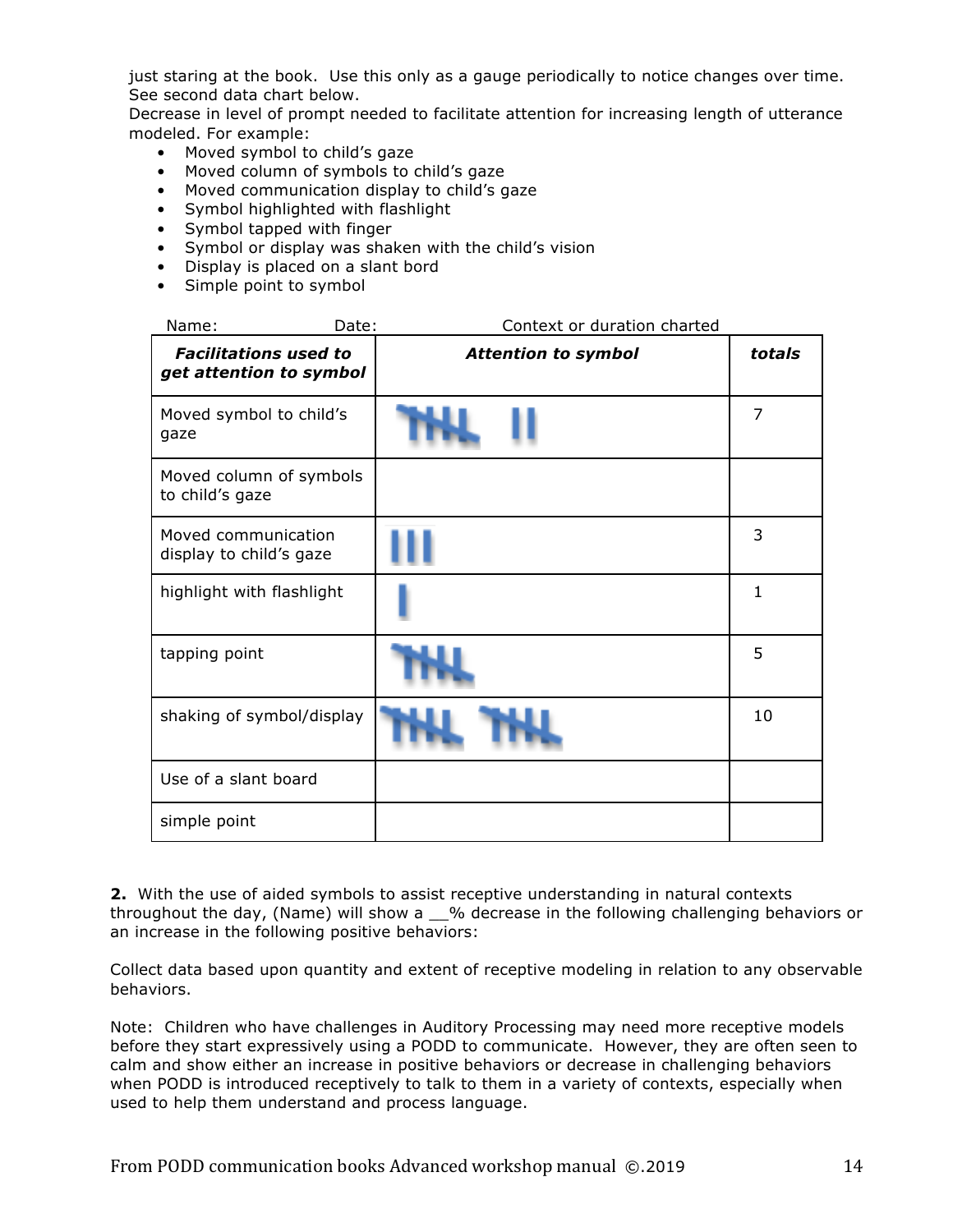just staring at the book. Use this only as a gauge periodically to notice changes over time. See second data chart below.
Decrease in level of prompt needed to facilitate attention for increasing length of utterance modeled. For example:

- Moved symbol to child's gaze
- Moved column of symbols to child's gaze
- Moved communication display to child's gaze
- Symbol highlighted with flashlight
- Symbol tapped with finger
- Symbol or display was shaken with the child's vision
- Display is placed on a slant bord
- Simple point to symbol

Name: Date: Context or duration charted

| ***Facilitations used to get attention to symbol*** | ***Attention to symbol*** | ***totals*** |
|---|---|---|
| Moved symbol to child's gaze | 𝍸 ‖ | 7 |
| Moved column of symbols to child's gaze | | |
| Moved communication display to child's gaze | ||| | 3 |
| highlight with flashlight | | | 1 |
| tapping point | 𝍸 | 5 |
| shaking of symbol/display | 𝍸 𝍸 | 10 |
| Use of a slant board | | |
| simple point | | |

**2.** With the use of aided symbols to assist receptive understanding in natural contexts throughout the day, (Name) will show a __% decrease in the following challenging behaviors or an increase in the following positive behaviors:

Collect data based upon quantity and extent of receptive modeling in relation to any observable behaviors.

Note: Children who have challenges in Auditory Processing may need more receptive models before they start expressively using a PODD to communicate. However, they are often seen to calm and show either an increase in positive behaviors or decrease in challenging behaviors when PODD is introduced receptively to talk to them in a variety of contexts, especially when used to help them understand and process language.

From PODD communication books Advanced workshop manual ©.2019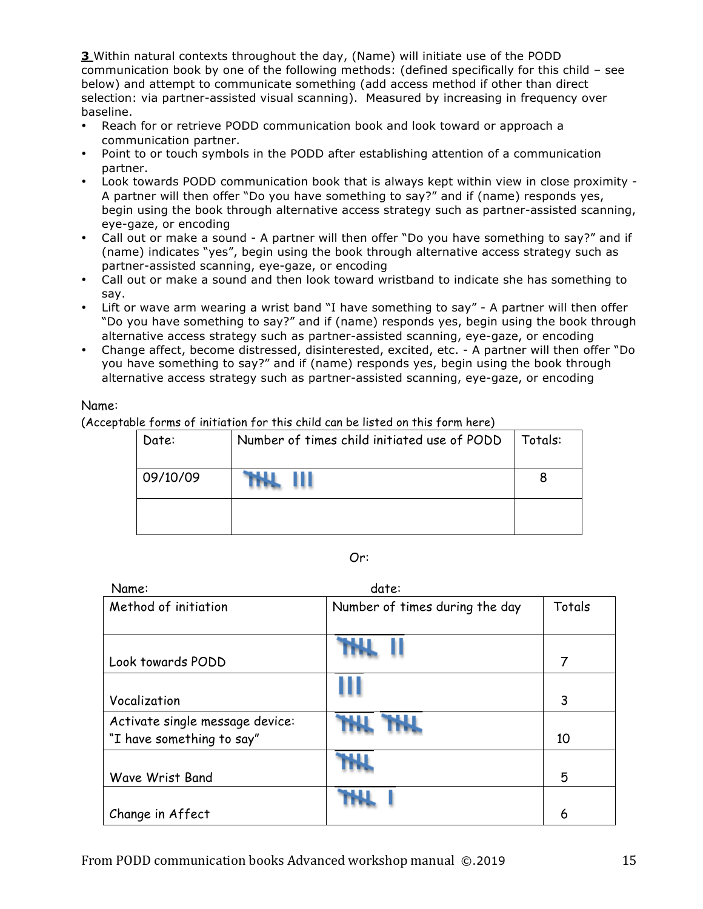**3** Within natural contexts throughout the day, (Name) will initiate use of the PODD communication book by one of the following methods: (defined specifically for this child – see below) and attempt to communicate something (add access method if other than direct selection: via partner-assisted visual scanning). Measured by increasing in frequency over baseline.

- Reach for or retrieve PODD communication book and look toward or approach a communication partner.
- Point to or touch symbols in the PODD after establishing attention of a communication partner.
- Look towards PODD communication book that is always kept within view in close proximity - A partner will then offer "Do you have something to say?" and if (name) responds yes, begin using the book through alternative access strategy such as partner-assisted scanning, eye-gaze, or encoding
- Call out or make a sound - A partner will then offer "Do you have something to say?" and if (name) indicates "yes", begin using the book through alternative access strategy such as partner-assisted scanning, eye-gaze, or encoding
- Call out or make a sound and then look toward wristband to indicate she has something to say.
- Lift or wave arm wearing a wrist band "I have something to say" - A partner will then offer "Do you have something to say?" and if (name) responds yes, begin using the book through alternative access strategy such as partner-assisted scanning, eye-gaze, or encoding
- Change affect, become distressed, disinterested, excited, etc. - A partner will then offer "Do you have something to say?" and if (name) responds yes, begin using the book through alternative access strategy such as partner-assisted scanning, eye-gaze, or encoding

Name:

(Acceptable forms of initiation for this child can be listed on this form here)

| Date: | Number of times child initiated use of PODD | Totals: |
|---|---|---|
| 09/10/09 | 𝍸 III | 8 |
| | | |

Or:

Name: date:

| Method of initiation | Number of times during the day | Totals |
|---|---|---|
| Look towards PODD | 𝍸 II | 7 |
| Vocalization | III | 3 |
| Activate single message device: "I have something to say" | 𝍸 𝍸 | 10 |
| Wave Wrist Band | 𝍸 | 5 |
| Change in Affect | 𝍸 I | 6 |

From PODD communication books Advanced workshop manual ©.2019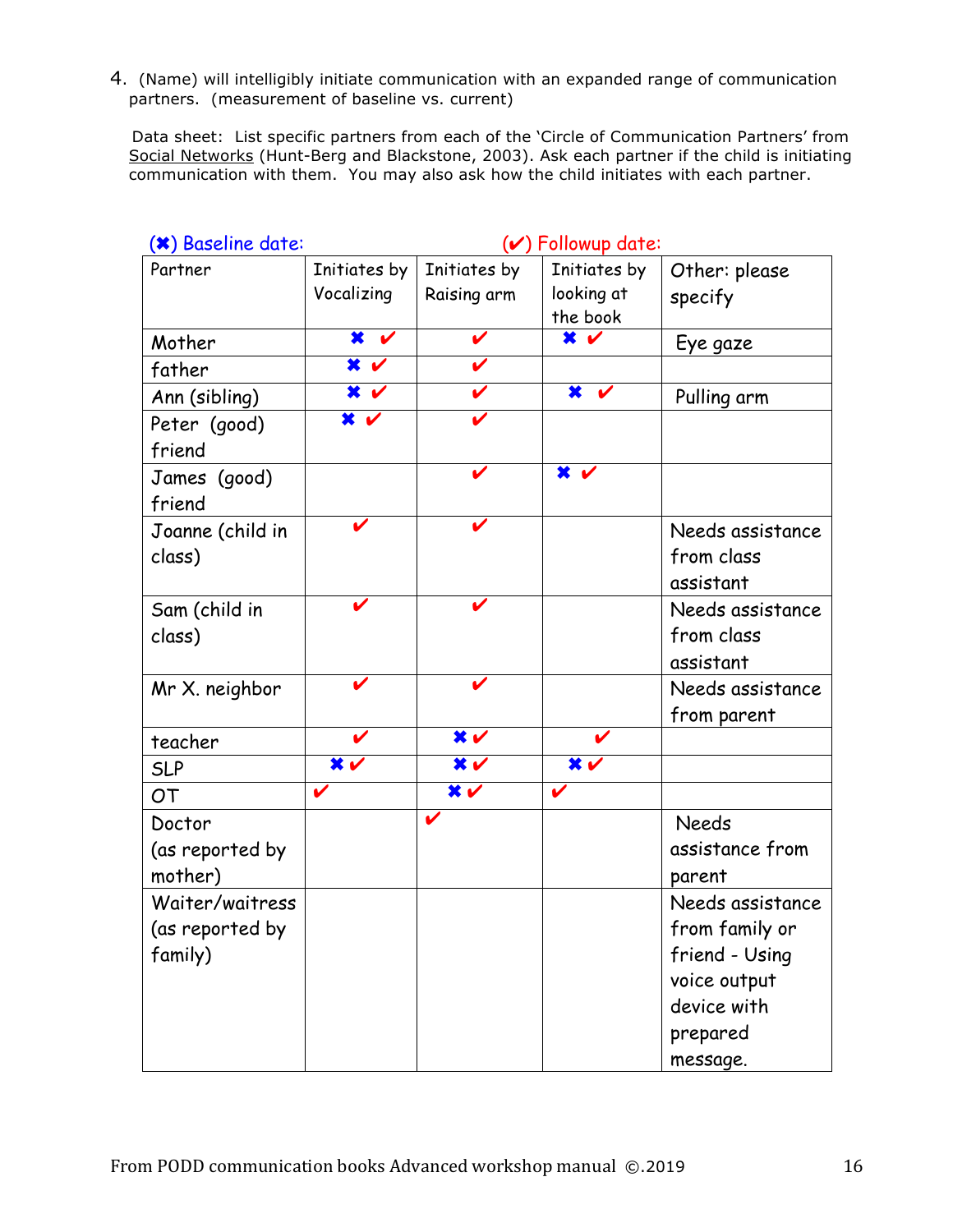4. (Name) will intelligibly initiate communication with an expanded range of communication partners. (measurement of baseline vs. current)

Data sheet: List specific partners from each of the 'Circle of Communication Partners' from Social Networks (Hunt-Berg and Blackstone, 2003). Ask each partner if the child is initiating communication with them. You may also ask how the child initiates with each partner.

(✖) Baseline date: (✔) Followup date:

| Partner | Initiates by Vocalizing | Initiates by Raising arm | Initiates by looking at the book | Other: please specify |
|---|---|---|---|---|
| Mother | ✖ ✔ | ✔ | ✖ ✔ | Eye gaze |
| father | ✖ ✔ | ✔ | | |
| Ann (sibling) | ✖ ✔ | ✔ | ✖ ✔ | Pulling arm |
| Peter (good) friend | ✖ ✔ | ✔ | | |
| James (good) friend | | ✔ | ✖ ✔ | |
| Joanne (child in class) | ✔ | ✔ | | Needs assistance from class assistant |
| Sam (child in class) | ✔ | ✔ | | Needs assistance from class assistant |
| Mr X. neighbor | ✔ | ✔ | | Needs assistance from parent |
| teacher | ✔ | ✖✔ | ✔ | |
| SLP | ✖✔ | ✖✔ | ✖✔ | |
| OT | ✔ | ✖✔ | ✔ | |
| Doctor (as reported by mother) | | ✔ | | Needs assistance from parent |
| Waiter/waitress (as reported by family) | | | | Needs assistance from family or friend - Using voice output device with prepared message. |

From PODD communication books Advanced workshop manual ©.2019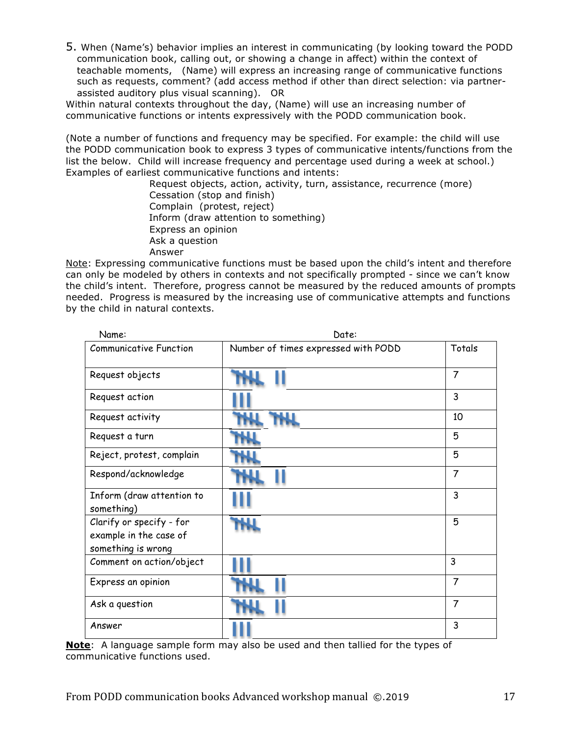5. When (Name's) behavior implies an interest in communicating (by looking toward the PODD communication book, calling out, or showing a change in affect) within the context of teachable moments, (Name) will express an increasing range of communicative functions such as requests, comment? (add access method if other than direct selection: via partner-assisted auditory plus visual scanning). OR

Within natural contexts throughout the day, (Name) will use an increasing number of communicative functions or intents expressively with the PODD communication book.

(Note a number of functions and frequency may be specified. For example: the child will use the PODD communication book to express 3 types of communicative intents/functions from the list the below. Child will increase frequency and percentage used during a week at school.)

Examples of earliest communicative functions and intents:

- Request objects, action, activity, turn, assistance, recurrence (more)
- Cessation (stop and finish)
- Complain (protest, reject)
- Inform (draw attention to something)
- Express an opinion
- Ask a question
- Answer

Note: Expressing communicative functions must be based upon the child's intent and therefore can only be modeled by others in contexts and not specifically prompted - since we can't know the child's intent. Therefore, progress cannot be measured by the reduced amounts of prompts needed. Progress is measured by the increasing use of communicative attempts and functions by the child in natural contexts.

Name: Date:

| Communicative Function | Number of times expressed with PODD | Totals |
|---|---|---|
| Request objects | 卌 II | 7 |
| Request action | III | 3 |
| Request activity | 卌 卌 | 10 |
| Request a turn | 卌 | 5 |
| Reject, protest, complain | 卌 | 5 |
| Respond/acknowledge | 卌 II | 7 |
| Inform (draw attention to something) | III | 3 |
| Clarify or specify - for example in the case of something is wrong | 卌 | 5 |
| Comment on action/object | III | 3 |
| Express an opinion | 卌 II | 7 |
| Ask a question | 卌 II | 7 |
| Answer | III | 3 |

**Note**: A language sample form may also be used and then tallied for the types of communicative functions used.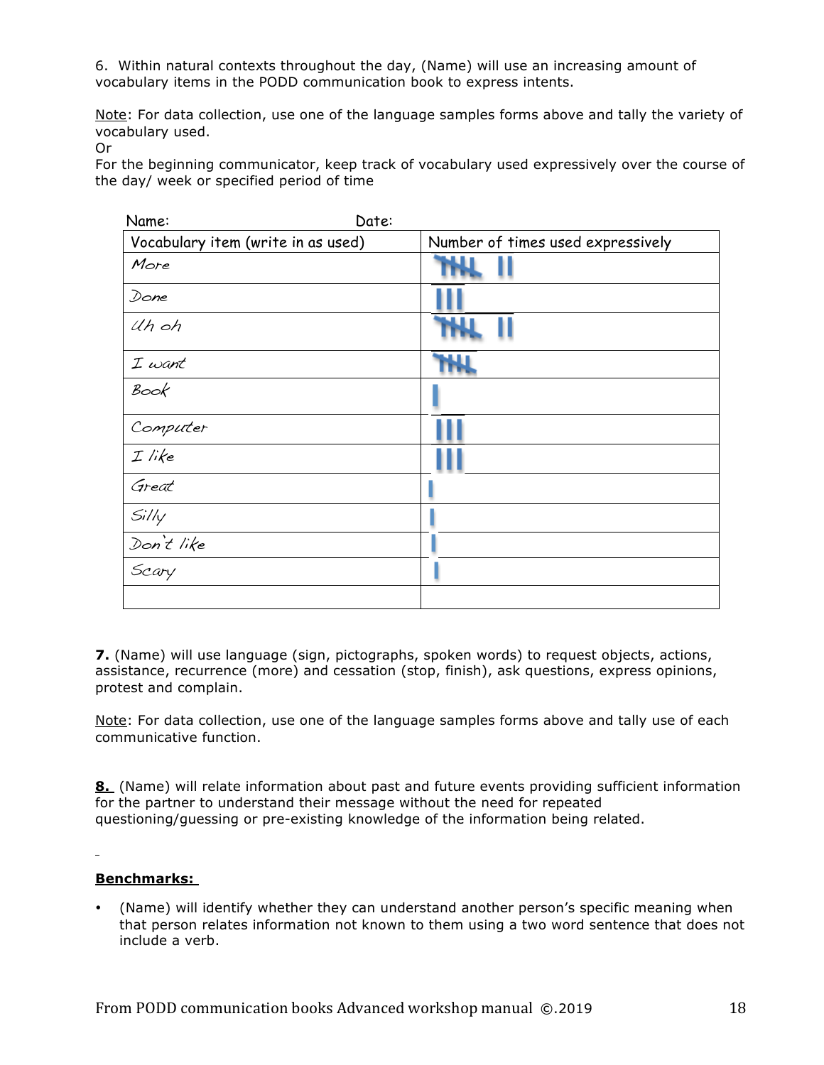6. Within natural contexts throughout the day, (Name) will use an increasing amount of vocabulary items in the PODD communication book to express intents.

Note: For data collection, use one of the language samples forms above and tally the variety of vocabulary used.
Or
For the beginning communicator, keep track of vocabulary used expressively over the course of the day/ week or specified period of time

Name: Date:

| Vocabulary item (write in as used) | Number of times used expressively |
|---|---|
| More | ~~IIII~~ II |
| Done | III |
| Uh oh | ~~IIII~~ II |
| I want | ~~IIII~~ |
| Book | I |
| Computer | III |
| I like | III |
| Great | I |
| Silly | I |
| Don't like | I |
| Scary | I |
| | |

**7.** (Name) will use language (sign, pictographs, spoken words) to request objects, actions, assistance, recurrence (more) and cessation (stop, finish), ask questions, express opinions, protest and complain.

Note: For data collection, use one of the language samples forms above and tally use of each communicative function.

**8.** (Name) will relate information about past and future events providing sufficient information for the partner to understand their message without the need for repeated questioning/guessing or pre-existing knowledge of the information being related.

**Benchmarks:**

- (Name) will identify whether they can understand another person's specific meaning when that person relates information not known to them using a two word sentence that does not include a verb.

From PODD communication books Advanced workshop manual ©.2019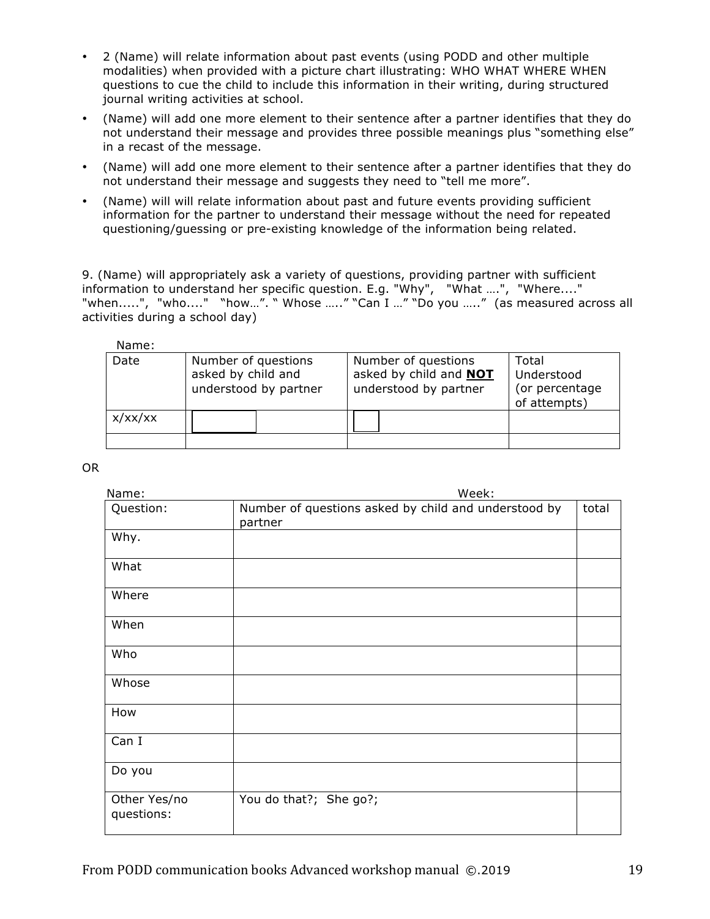- 2 (Name) will relate information about past events (using PODD and other multiple modalities) when provided with a picture chart illustrating: WHO WHAT WHERE WHEN questions to cue the child to include this information in their writing, during structured journal writing activities at school.
- (Name) will add one more element to their sentence after a partner identifies that they do not understand their message and provides three possible meanings plus "something else" in a recast of the message.
- (Name) will add one more element to their sentence after a partner identifies that they do not understand their message and suggests they need to "tell me more".
- (Name) will will relate information about past and future events providing sufficient information for the partner to understand their message without the need for repeated questioning/guessing or pre-existing knowledge of the information being related.

9. (Name) will appropriately ask a variety of questions, providing partner with sufficient information to understand her specific question. E.g. "Why", "What ….", "Where...." "when.....", "who...." "how…". " Whose …..." "Can I …" "Do you ….." (as measured across all activities during a school day)

Name:

| Date | Number of questions asked by child and understood by partner | Number of questions asked by child and **NOT** understood by partner | Total Understood (or percentage of attempts) |
|---|---|---|---|
| x/xx/xx | | | |
| | | | |

OR

Name: Week:

| Question: | Number of questions asked by child and understood by partner | total |
|---|---|---|
| Why. | | |
| What | | |
| Where | | |
| When | | |
| Who | | |
| Whose | | |
| How | | |
| Can I | | |
| Do you | | |
| Other Yes/no questions: | You do that?; She go?; | |

From PODD communication books Advanced workshop manual ©.2019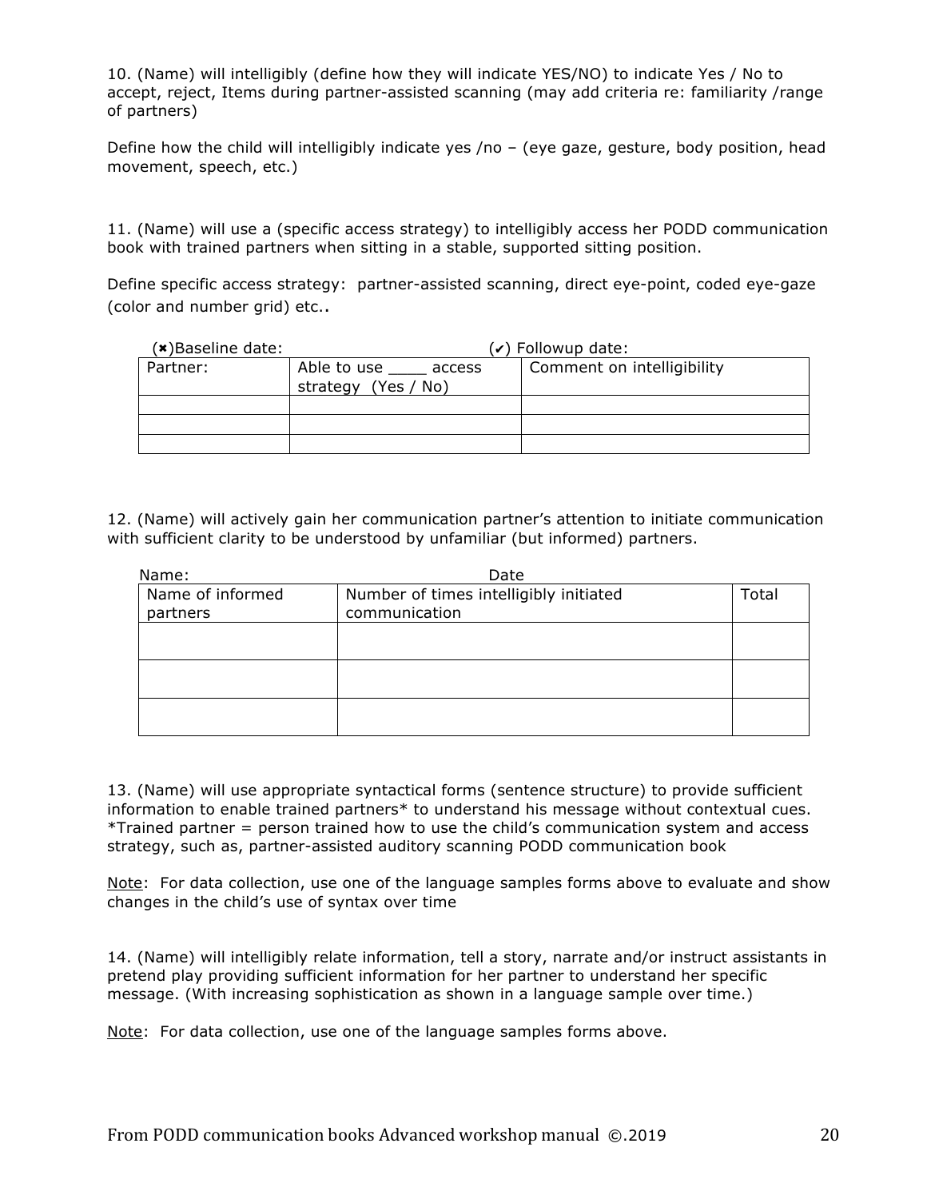10. (Name) will intelligibly (define how they will indicate YES/NO) to indicate Yes / No to accept, reject, Items during partner-assisted scanning (may add criteria re: familiarity /range of partners)

Define how the child will intelligibly indicate yes /no – (eye gaze, gesture, body position, head movement, speech, etc.)

11. (Name) will use a (specific access strategy) to intelligibly access her PODD communication book with trained partners when sitting in a stable, supported sitting position.

Define specific access strategy: partner-assisted scanning, direct eye-point, coded eye-gaze (color and number grid) etc..

(✖)Baseline date: (✔) Followup date:

| Partner: | Able to use ____ access strategy (Yes / No) | Comment on intelligibility |
|---|---|---|
| | | |
| | | |
| | | |

12. (Name) will actively gain her communication partner's attention to initiate communication with sufficient clarity to be understood by unfamiliar (but informed) partners.

Name: Date

| Name of informed partners | Number of times intelligibly initiated communication | Total |
|---|---|---|
| | | |
| | | |
| | | |

13. (Name) will use appropriate syntactical forms (sentence structure) to provide sufficient information to enable trained partners* to understand his message without contextual cues. *Trained partner = person trained how to use the child's communication system and access strategy, such as, partner-assisted auditory scanning PODD communication book

<u>Note</u>: For data collection, use one of the language samples forms above to evaluate and show changes in the child's use of syntax over time

14. (Name) will intelligibly relate information, tell a story, narrate and/or instruct assistants in pretend play providing sufficient information for her partner to understand her specific message. (With increasing sophistication as shown in a language sample over time.)

<u>Note</u>: For data collection, use one of the language samples forms above.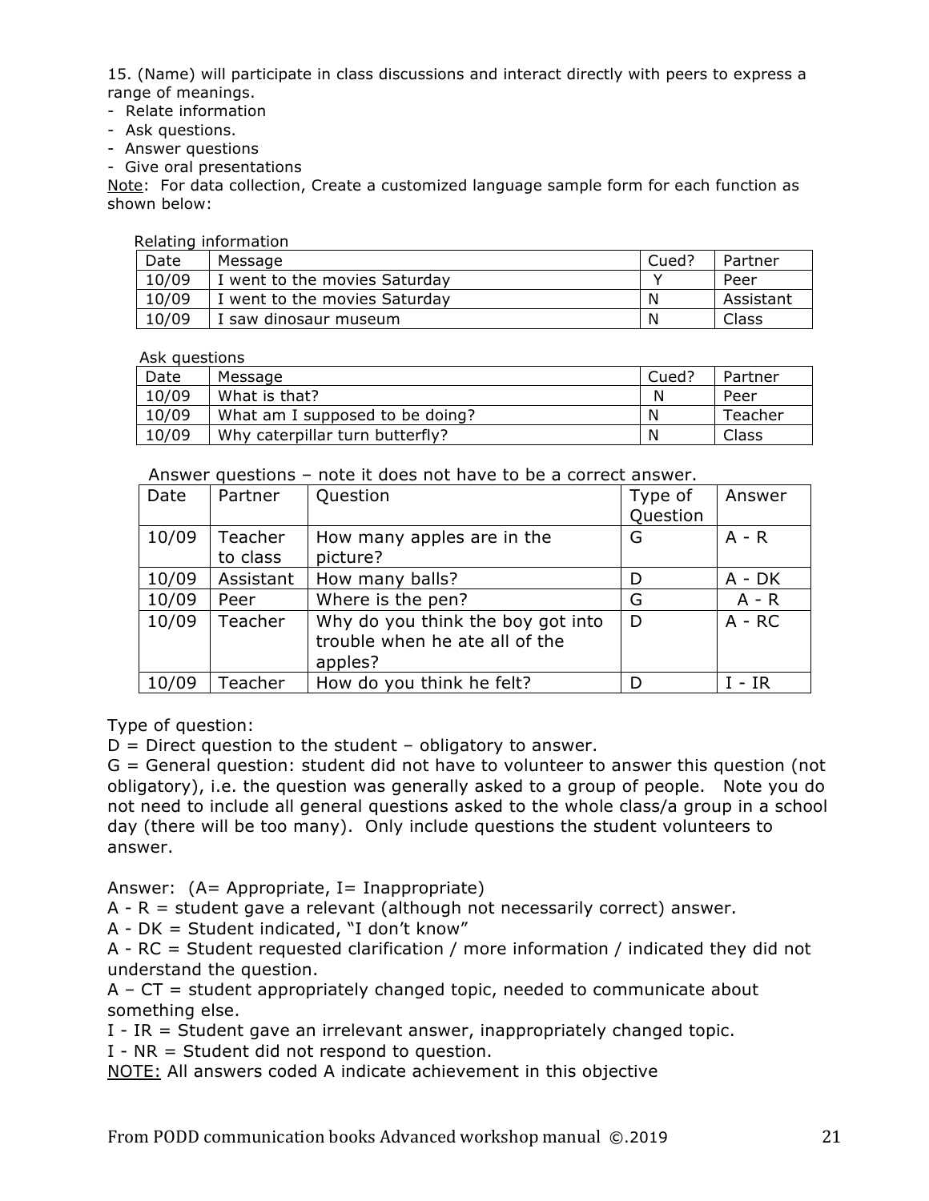15. (Name) will participate in class discussions and interact directly with peers to express a range of meanings.

- Relate information
- Ask questions.
- Answer questions
- Give oral presentations

Note: For data collection, Create a customized language sample form for each function as shown below:

Relating information

| Date | Message | Cued? | Partner |
|---|---|---|---|
| 10/09 | I went to the movies Saturday | Y | Peer |
| 10/09 | I went to the movies Saturday | N | Assistant |
| 10/09 | I saw dinosaur museum | N | Class |

Ask questions

| Date | Message | Cued? | Partner |
|---|---|---|---|
| 10/09 | What is that? | N | Peer |
| 10/09 | What am I supposed to be doing? | N | Teacher |
| 10/09 | Why caterpillar turn butterfly? | N | Class |

Answer questions – note it does not have to be a correct answer.

| Date | Partner | Question | Type of Question | Answer |
|---|---|---|---|---|
| 10/09 | Teacher to class | How many apples are in the picture? | G | A - R |
| 10/09 | Assistant | How many balls? | D | A - DK |
| 10/09 | Peer | Where is the pen? | G | A - R |
| 10/09 | Teacher | Why do you think the boy got into trouble when he ate all of the apples? | D | A - RC |
| 10/09 | Teacher | How do you think he felt? | D | I - IR |

Type of question:
D = Direct question to the student – obligatory to answer.
G = General question: student did not have to volunteer to answer this question (not obligatory), i.e. the question was generally asked to a group of people. Note you do not need to include all general questions asked to the whole class/a group in a school day (there will be too many). Only include questions the student volunteers to answer.

Answer: (A= Appropriate, I= Inappropriate)
A - R = student gave a relevant (although not necessarily correct) answer.
A - DK = Student indicated, "I don't know"
A - RC = Student requested clarification / more information / indicated they did not understand the question.
A – CT = student appropriately changed topic, needed to communicate about something else.
I - IR = Student gave an irrelevant answer, inappropriately changed topic.
I - NR = Student did not respond to question.
NOTE: All answers coded A indicate achievement in this objective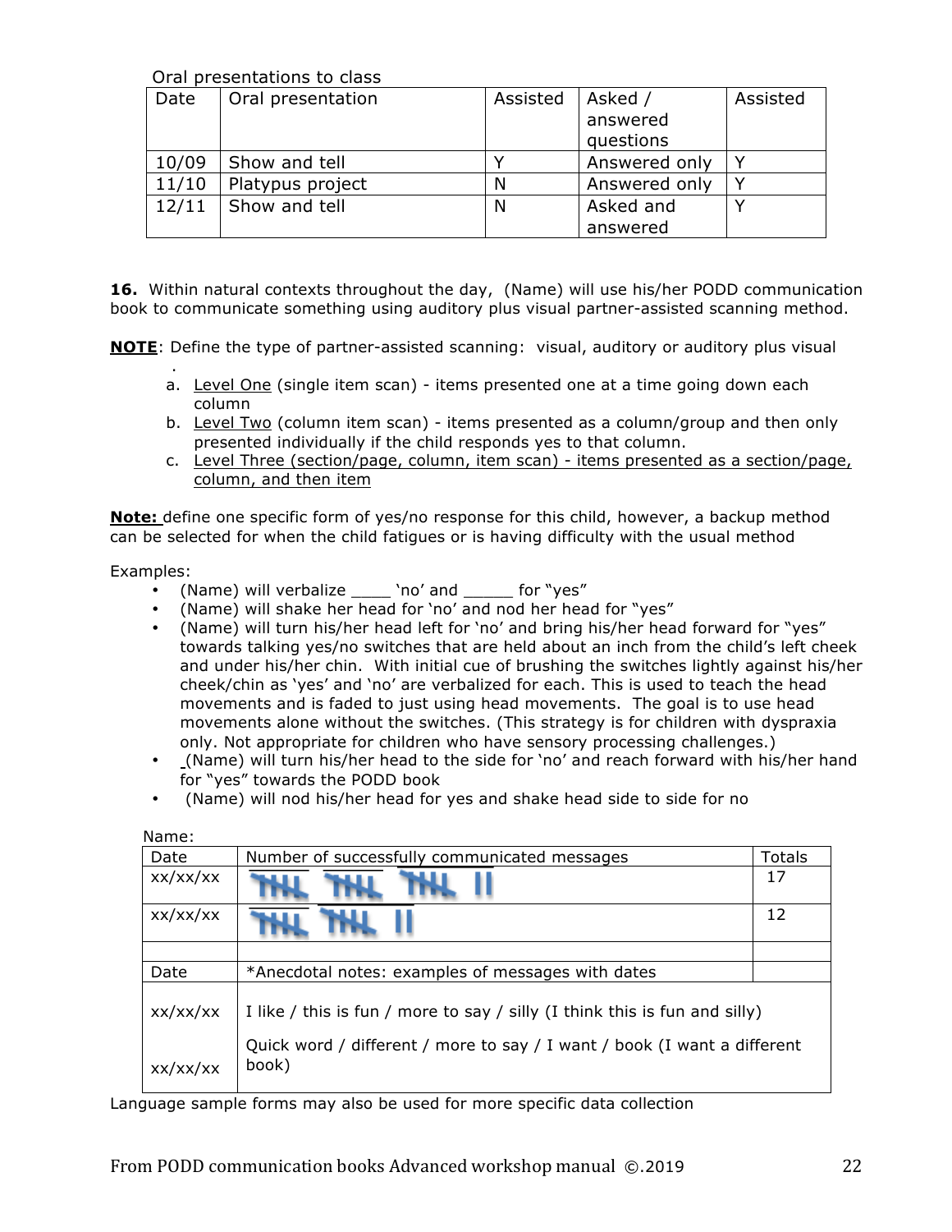Oral presentations to class

| Date | Oral presentation | Assisted | Asked / answered questions | Assisted |
|---|---|---|---|---|
| 10/09 | Show and tell | Y | Answered only | Y |
| 11/10 | Platypus project | N | Answered only | Y |
| 12/11 | Show and tell | N | Asked and answered | Y |

**16.** Within natural contexts throughout the day, (Name) will use his/her PODD communication book to communicate something using auditory plus visual partner-assisted scanning method.

**NOTE**: Define the type of partner-assisted scanning: visual, auditory or auditory plus visual .

a. Level One (single item scan) - items presented one at a time going down each column
b. Level Two (column item scan) - items presented as a column/group and then only presented individually if the child responds yes to that column.
c. Level Three (section/page, column, item scan) - items presented as a section/page, column, and then item

**Note:** define one specific form of yes/no response for this child, however, a backup method can be selected for when the child fatigues or is having difficulty with the usual method

Examples:

- (Name) will verbalize ____ 'no' and _____ for "yes"
- (Name) will shake her head for 'no' and nod her head for "yes"
- (Name) will turn his/her head left for 'no' and bring his/her head forward for "yes" towards talking yes/no switches that are held about an inch from the child's left cheek and under his/her chin. With initial cue of brushing the switches lightly against his/her cheek/chin as 'yes' and 'no' are verbalized for each. This is used to teach the head movements and is faded to just using head movements. The goal is to use head movements alone without the switches. (This strategy is for children with dyspraxia only. Not appropriate for children who have sensory processing challenges.)
- (Name) will turn his/her head to the side for 'no' and reach forward with his/her hand for "yes" towards the PODD book
- (Name) will nod his/her head for yes and shake head side to side for no

Name:

| Date | Number of successfully communicated messages | Totals |
|---|---|---|
| xx/xx/xx | 卌 卌 卌 II | 17 |
| xx/xx/xx | 卌 卌 II | 12 |
| | | |
| Date | *Anecdotal notes: examples of messages with dates | |
| xx/xx/xx | I like / this is fun / more to say / silly (I think this is fun and silly) | |
| xx/xx/xx | Quick word / different / more to say / I want / book (I want a different book) | |

Language sample forms may also be used for more specific data collection

From PODD communication books Advanced workshop manual ©.2019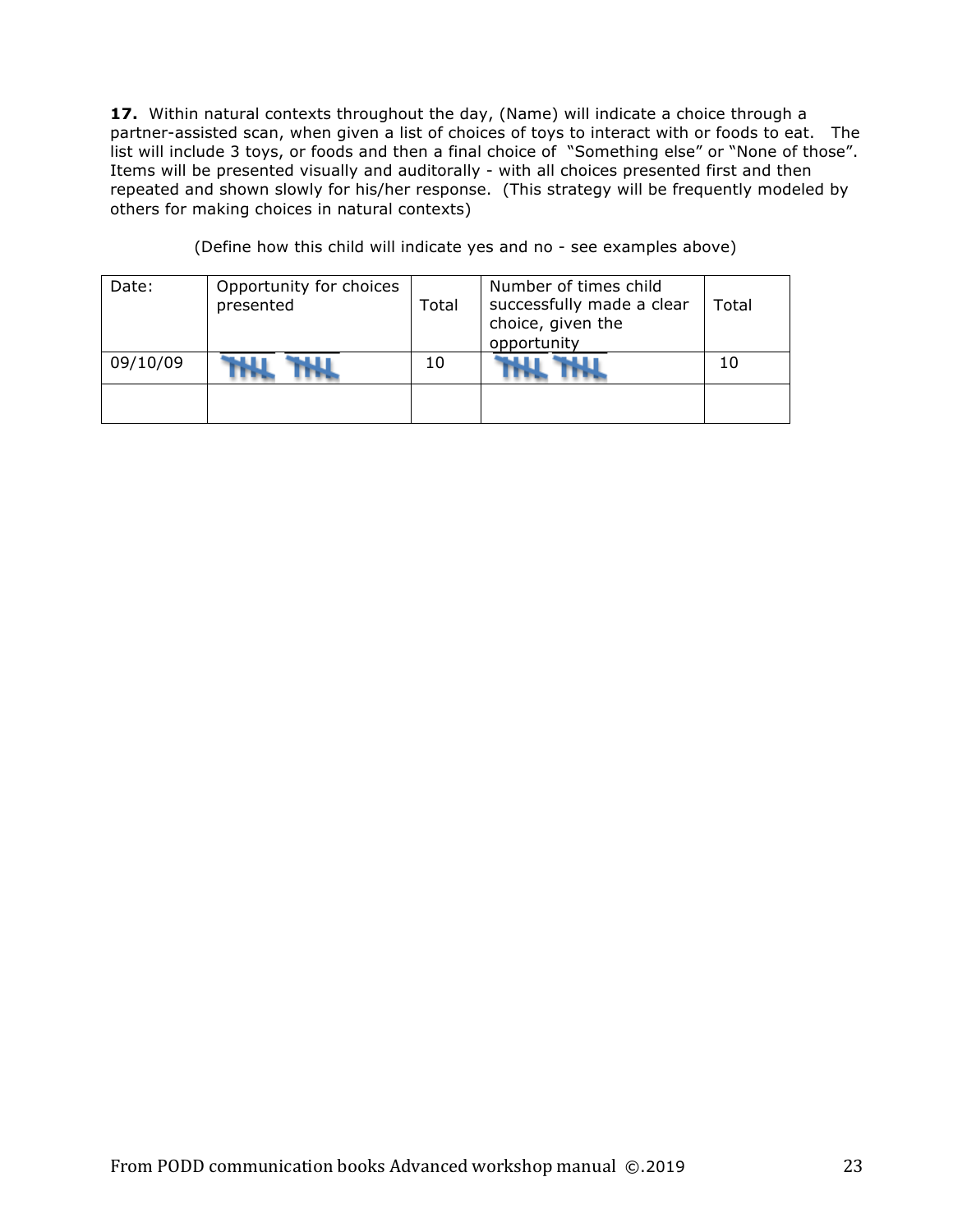**17.** Within natural contexts throughout the day, (Name) will indicate a choice through a partner-assisted scan, when given a list of choices of toys to interact with or foods to eat. The list will include 3 toys, or foods and then a final choice of "Something else" or "None of those". Items will be presented visually and auditorally - with all choices presented first and then repeated and shown slowly for his/her response. (This strategy will be frequently modeled by others for making choices in natural contexts)

(Define how this child will indicate yes and no - see examples above)

| Date: | Opportunity for choices presented | Total | Number of times child successfully made a clear choice, given the opportunity | Total |
|---|---|---|---|---|
| 09/10/09 | ~~IIII~~ ~~IIII~~ | 10 | ~~IIII~~ ~~IIII~~ | 10 |
| | | | | |

From PODD communication books Advanced workshop manual ©.2019